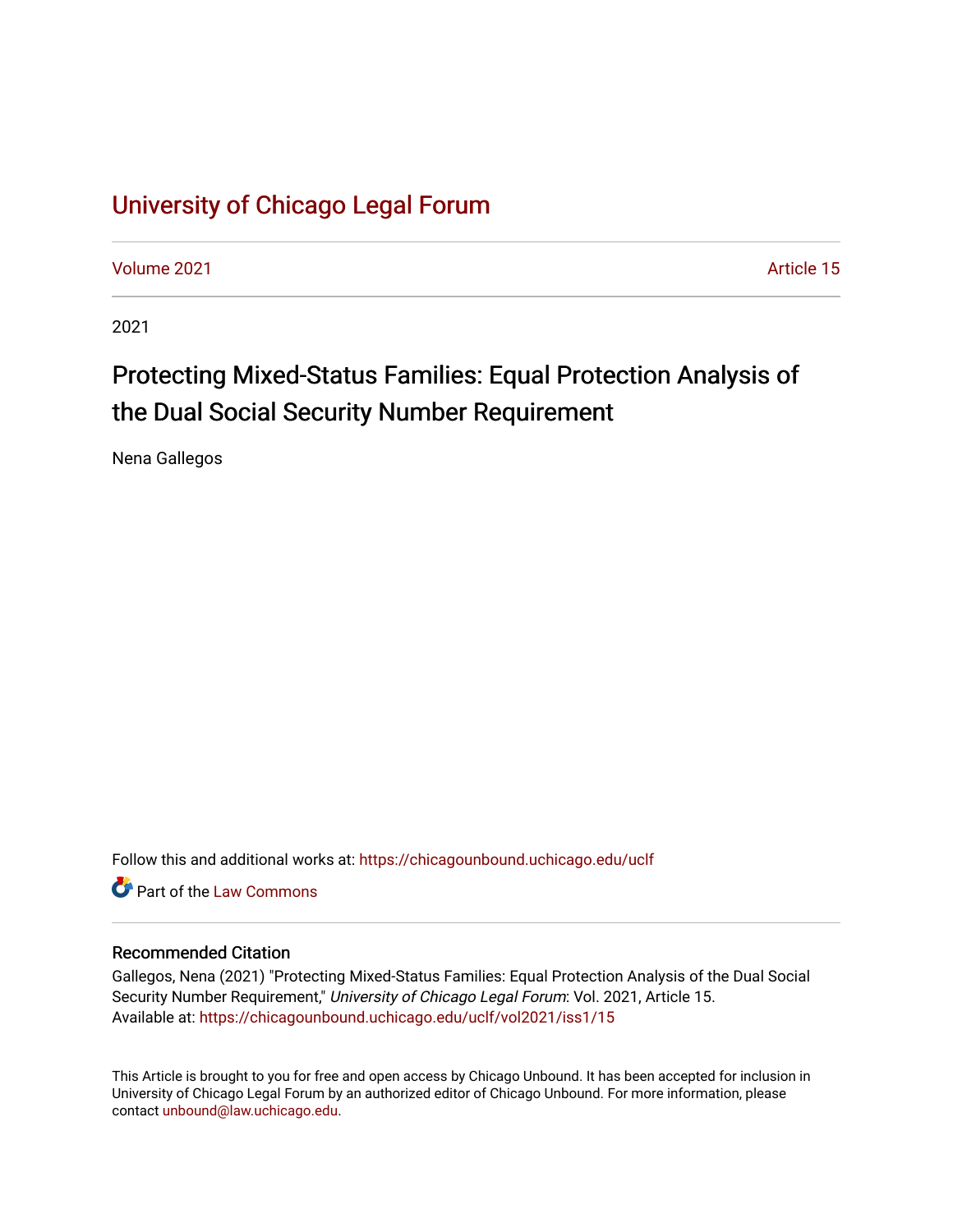# University of Chicago Legal Forum

Volume 2021 Article 15

2021

## Protecting Mixed-Status Families: Equal Protection Analysis of the Dual Social Security Number Requirement

Nena Gallegos

Follow this and additional works at: https://chicagounbound.uchicago.edu/uclf

Part of the Law Commons

### Recommended Citation

Gallegos, Nena (2021) "Protecting Mixed-Status Families: Equal Protection Analysis of the Dual Social Security Number Requirement," *University of Chicago Legal Forum*: Vol. 2021, Article 15.
Available at: https://chicagounbound.uchicago.edu/uclf/vol2021/iss1/15

This Article is brought to you for free and open access by Chicago Unbound. It has been accepted for inclusion in University of Chicago Legal Forum by an authorized editor of Chicago Unbound. For more information, please contact unbound@law.uchicago.edu.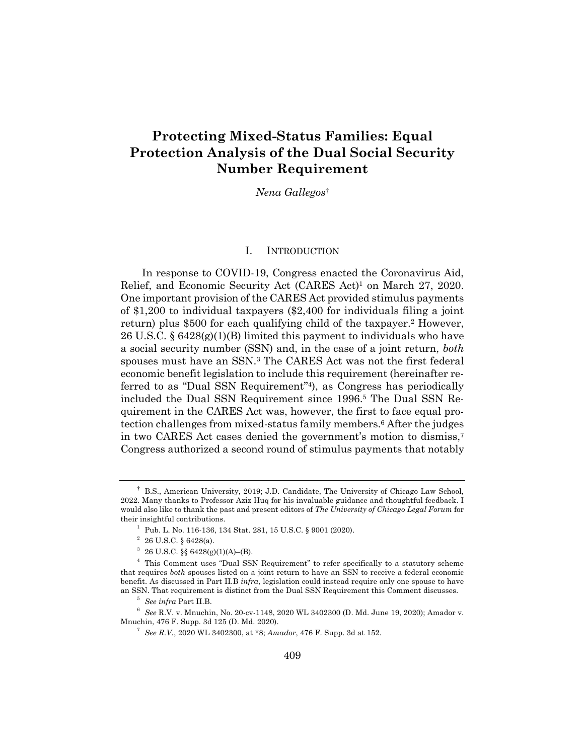# Protecting Mixed-Status Families: Equal Protection Analysis of the Dual Social Security Number Requirement

*Nena Gallegos*†

## I. Introduction

In response to COVID-19, Congress enacted the Coronavirus Aid, Relief, and Economic Security Act (CARES Act)[1] on March 27, 2020. One important provision of the CARES Act provided stimulus payments of $1,200 to individual taxpayers ($2,400 for individuals filing a joint return) plus $500 for each qualifying child of the taxpayer.[2] However, 26 U.S.C. § 6428(g)(1)(B) limited this payment to individuals who have a social security number (SSN) and, in the case of a joint return, *both* spouses must have an SSN.[3] The CARES Act was not the first federal economic benefit legislation to include this requirement (hereinafter referred to as "Dual SSN Requirement"[4]), as Congress has periodically included the Dual SSN Requirement since 1996.[5] The Dual SSN Requirement in the CARES Act was, however, the first to face equal protection challenges from mixed-status family members.[6] After the judges in two CARES Act cases denied the government's motion to dismiss,[7] Congress authorized a second round of stimulus payments that notably

---

† B.S., American University, 2019; J.D. Candidate, The University of Chicago Law School, 2022. Many thanks to Professor Aziz Huq for his invaluable guidance and thoughtful feedback. I would also like to thank the past and present editors of *The University of Chicago Legal Forum* for their insightful contributions.

[1] Pub. L. No. 116-136, 134 Stat. 281, 15 U.S.C. § 9001 (2020).

[2] 26 U.S.C. § 6428(a).

[3] 26 U.S.C. §§ 6428(g)(1)(A)–(B).

[4] This Comment uses "Dual SSN Requirement" to refer specifically to a statutory scheme that requires *both* spouses listed on a joint return to have an SSN to receive a federal economic benefit. As discussed in Part II.B *infra*, legislation could instead require only one spouse to have an SSN. That requirement is distinct from the Dual SSN Requirement this Comment discusses.

[5] *See infra* Part II.B.

[6] *See* R.V. v. Mnuchin, No. 20-cv-1148, 2020 WL 3402300 (D. Md. June 19, 2020); Amador v. Mnuchin, 476 F. Supp. 3d 125 (D. Md. 2020).

[7] *See R.V.*, 2020 WL 3402300, at *8; *Amador*, 476 F. Supp. 3d at 152.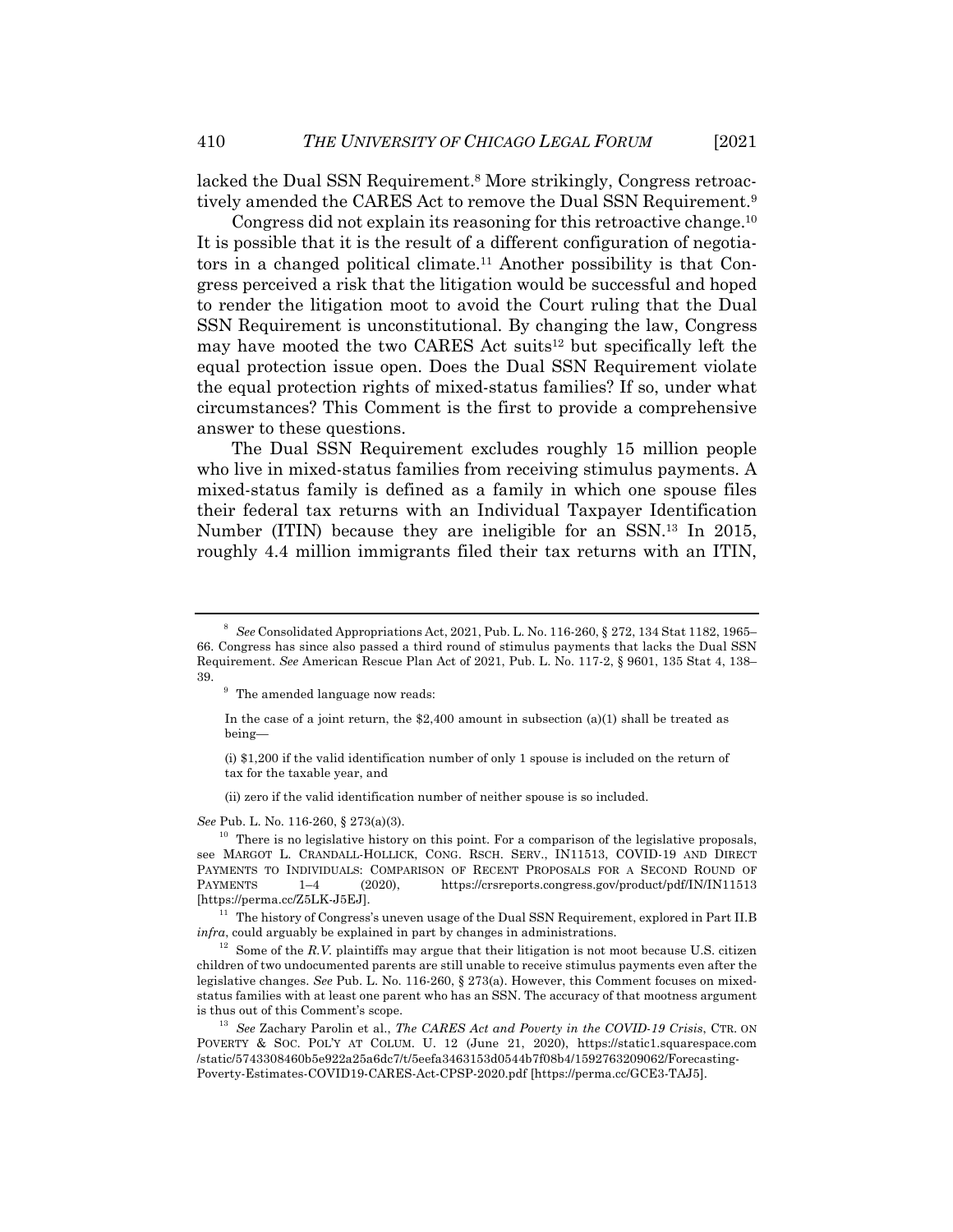lacked the Dual SSN Requirement.[8] More strikingly, Congress retroactively amended the CARES Act to remove the Dual SSN Requirement.[9]

Congress did not explain its reasoning for this retroactive change.[10] It is possible that it is the result of a different configuration of negotiators in a changed political climate.[11] Another possibility is that Congress perceived a risk that the litigation would be successful and hoped to render the litigation moot to avoid the Court ruling that the Dual SSN Requirement is unconstitutional. By changing the law, Congress may have mooted the two CARES Act suits[12] but specifically left the equal protection issue open. Does the Dual SSN Requirement violate the equal protection rights of mixed-status families? If so, under what circumstances? This Comment is the first to provide a comprehensive answer to these questions.

The Dual SSN Requirement excludes roughly 15 million people who live in mixed-status families from receiving stimulus payments. A mixed-status family is defined as a family in which one spouse files their federal tax returns with an Individual Taxpayer Identification Number (ITIN) because they are ineligible for an SSN.[13] In 2015, roughly 4.4 million immigrants filed their tax returns with an ITIN,

---

[8] *See* Consolidated Appropriations Act, 2021, Pub. L. No. 116-260, § 272, 134 Stat 1182, 1965–66. Congress has since also passed a third round of stimulus payments that lacks the Dual SSN Requirement. *See* American Rescue Plan Act of 2021, Pub. L. No. 117-2, § 9601, 135 Stat 4, 138–39.

[9] The amended language now reads:

> In the case of a joint return, the $2,400 amount in subsection (a)(1) shall be treated as being—
>
> (i) $1,200 if the valid identification number of only 1 spouse is included on the return of tax for the taxable year, and
>
> (ii) zero if the valid identification number of neither spouse is so included.

*See* Pub. L. No. 116-260, § 273(a)(3).

[10] There is no legislative history on this point. For a comparison of the legislative proposals, see MARGOT L. CRANDALL-HOLLICK, CONG. RSCH. SERV., IN11513, COVID-19 AND DIRECT PAYMENTS TO INDIVIDUALS: COMPARISON OF RECENT PROPOSALS FOR A SECOND ROUND OF PAYMENTS 1–4 (2020), https://crsreports.congress.gov/product/pdf/IN/IN11513 [https://perma.cc/Z5LK-J5EJ].

[11] The history of Congress's uneven usage of the Dual SSN Requirement, explored in Part II.B *infra*, could arguably be explained in part by changes in administrations.

[12] Some of the *R.V.* plaintiffs may argue that their litigation is not moot because U.S. citizen children of two undocumented parents are still unable to receive stimulus payments even after the legislative changes. *See* Pub. L. No. 116-260, § 273(a). However, this Comment focuses on mixed-status families with at least one parent who has an SSN. The accuracy of that mootness argument is thus out of this Comment's scope.

[13] *See* Zachary Parolin et al., *The CARES Act and Poverty in the COVID-19 Crisis*, CTR. ON POVERTY & SOC. POL'Y AT COLUM. U. 12 (June 21, 2020), https://static1.squarespace.com/static/5743308460b5e922a25a6dc7/t/5eefa3463153d0544b7f08b4/1592763209062/Forecasting-Poverty-Estimates-COVID19-CARES-Act-CPSP-2020.pdf [https://perma.cc/GCE3-TAJ5].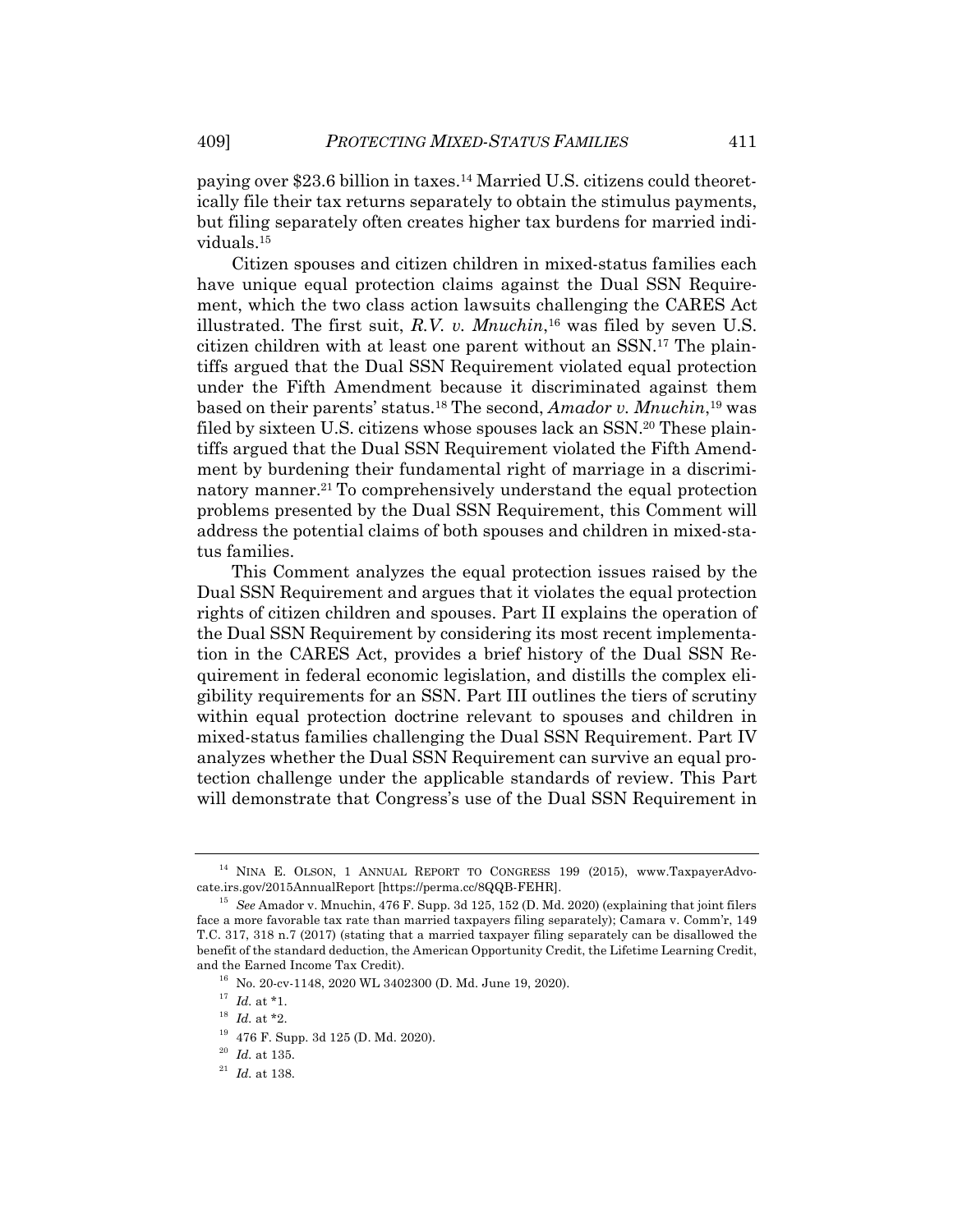paying over $23.6 billion in taxes.[14] Married U.S. citizens could theoretically file their tax returns separately to obtain the stimulus payments, but filing separately often creates higher tax burdens for married individuals.[15]

Citizen spouses and citizen children in mixed-status families each have unique equal protection claims against the Dual SSN Requirement, which the two class action lawsuits challenging the CARES Act illustrated. The first suit, *R.V. v. Mnuchin*,[16] was filed by seven U.S. citizen children with at least one parent without an SSN.[17] The plaintiffs argued that the Dual SSN Requirement violated equal protection under the Fifth Amendment because it discriminated against them based on their parents' status.[18] The second, *Amador v. Mnuchin*,[19] was filed by sixteen U.S. citizens whose spouses lack an SSN.[20] These plaintiffs argued that the Dual SSN Requirement violated the Fifth Amendment by burdening their fundamental right of marriage in a discriminatory manner.[21] To comprehensively understand the equal protection problems presented by the Dual SSN Requirement, this Comment will address the potential claims of both spouses and children in mixed-status families.

This Comment analyzes the equal protection issues raised by the Dual SSN Requirement and argues that it violates the equal protection rights of citizen children and spouses. Part II explains the operation of the Dual SSN Requirement by considering its most recent implementation in the CARES Act, provides a brief history of the Dual SSN Requirement in federal economic legislation, and distills the complex eligibility requirements for an SSN. Part III outlines the tiers of scrutiny within equal protection doctrine relevant to spouses and children in mixed-status families challenging the Dual SSN Requirement. Part IV analyzes whether the Dual SSN Requirement can survive an equal protection challenge under the applicable standards of review. This Part will demonstrate that Congress's use of the Dual SSN Requirement in

---

[14] NINA E. OLSON, 1 ANNUAL REPORT TO CONGRESS 199 (2015), www.TaxpayerAdvocate.irs.gov/2015AnnualReport [https://perma.cc/8QQB-FEHR].

[15] *See* Amador v. Mnuchin, 476 F. Supp. 3d 125, 152 (D. Md. 2020) (explaining that joint filers face a more favorable tax rate than married taxpayers filing separately); Camara v. Comm'r, 149 T.C. 317, 318 n.7 (2017) (stating that a married taxpayer filing separately can be disallowed the benefit of the standard deduction, the American Opportunity Credit, the Lifetime Learning Credit, and the Earned Income Tax Credit).

[16] No. 20-cv-1148, 2020 WL 3402300 (D. Md. June 19, 2020).

[17] *Id.* at *1.

[18] *Id.* at *2.

[19] 476 F. Supp. 3d 125 (D. Md. 2020).

[20] *Id.* at 135.

[21] *Id.* at 138.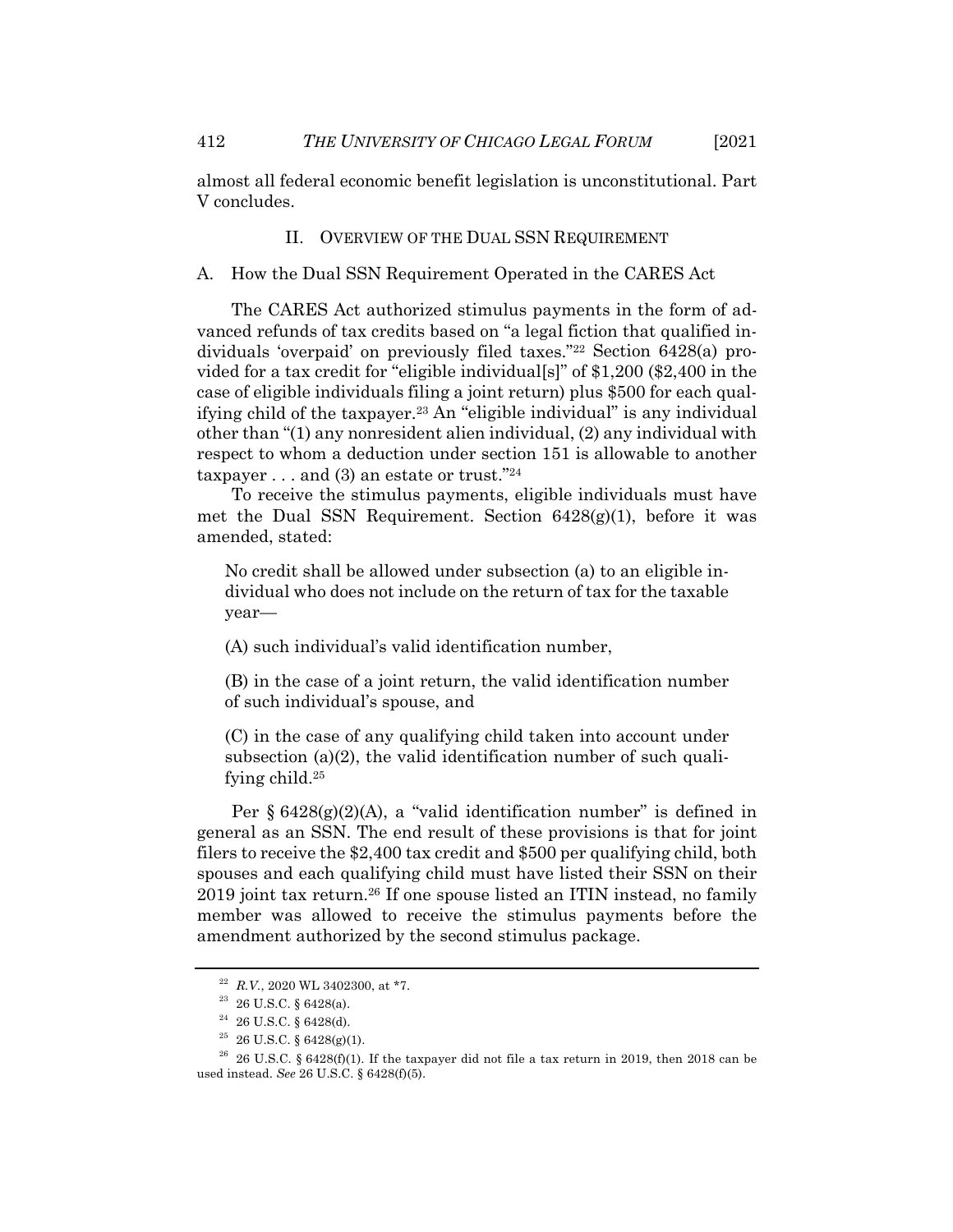almost all federal economic benefit legislation is unconstitutional. Part V concludes.

## II. Overview of the Dual SSN Requirement

### A. How the Dual SSN Requirement Operated in the CARES Act

The CARES Act authorized stimulus payments in the form of advanced refunds of tax credits based on "a legal fiction that qualified individuals 'overpaid' on previously filed taxes."[22] Section 6428(a) provided for a tax credit for "eligible individual[s]" of $1,200 ($2,400 in the case of eligible individuals filing a joint return) plus $500 for each qualifying child of the taxpayer.[23] An "eligible individual" is any individual other than "(1) any nonresident alien individual, (2) any individual with respect to whom a deduction under section 151 is allowable to another taxpayer . . . and (3) an estate or trust."[24]

To receive the stimulus payments, eligible individuals must have met the Dual SSN Requirement. Section 6428(g)(1), before it was amended, stated:

> No credit shall be allowed under subsection (a) to an eligible individual who does not include on the return of tax for the taxable year—
>
> (A) such individual's valid identification number,
>
> (B) in the case of a joint return, the valid identification number of such individual's spouse, and
>
> (C) in the case of any qualifying child taken into account under subsection (a)(2), the valid identification number of such qualifying child.[25]

Per § 6428(g)(2)(A), a "valid identification number" is defined in general as an SSN. The end result of these provisions is that for joint filers to receive the $2,400 tax credit and $500 per qualifying child, both spouses and each qualifying child must have listed their SSN on their 2019 joint tax return.[26] If one spouse listed an ITIN instead, no family member was allowed to receive the stimulus payments before the amendment authorized by the second stimulus package.

---

[22] *R.V.*, 2020 WL 3402300, at *7.

[23] 26 U.S.C. § 6428(a).

[24] 26 U.S.C. § 6428(d).

[25] 26 U.S.C. § 6428(g)(1).

[26] 26 U.S.C. § 6428(f)(1). If the taxpayer did not file a tax return in 2019, then 2018 can be used instead. *See* 26 U.S.C. § 6428(f)(5).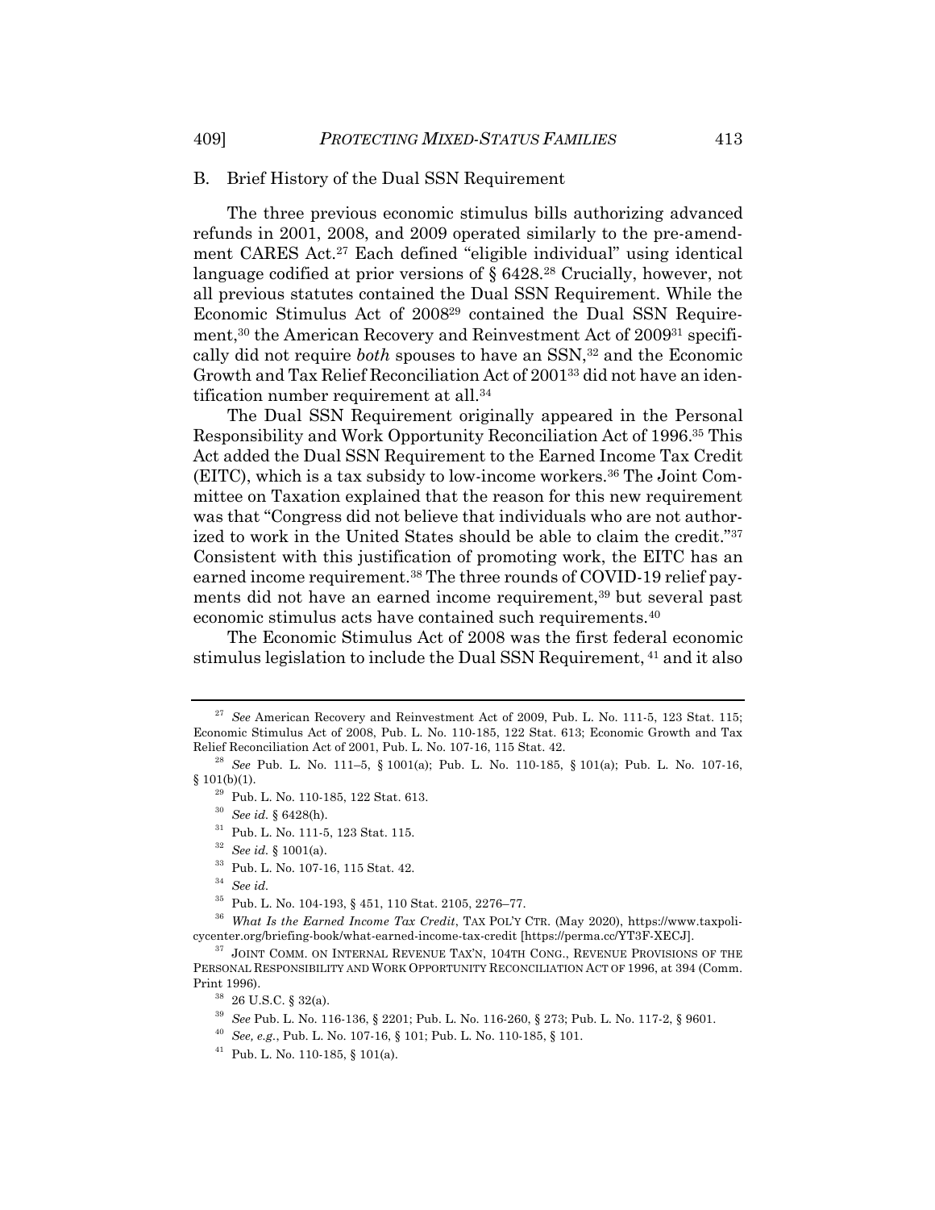### B. Brief History of the Dual SSN Requirement

The three previous economic stimulus bills authorizing advanced refunds in 2001, 2008, and 2009 operated similarly to the pre-amendment CARES Act.[27] Each defined "eligible individual" using identical language codified at prior versions of § 6428.[28] Crucially, however, not all previous statutes contained the Dual SSN Requirement. While the Economic Stimulus Act of 2008[29] contained the Dual SSN Requirement,[30] the American Recovery and Reinvestment Act of 2009[31] specifically did not require *both* spouses to have an SSN,[32] and the Economic Growth and Tax Relief Reconciliation Act of 2001[33] did not have an identification number requirement at all.[34]

The Dual SSN Requirement originally appeared in the Personal Responsibility and Work Opportunity Reconciliation Act of 1996.[35] This Act added the Dual SSN Requirement to the Earned Income Tax Credit (EITC), which is a tax subsidy to low-income workers.[36] The Joint Committee on Taxation explained that the reason for this new requirement was that "Congress did not believe that individuals who are not authorized to work in the United States should be able to claim the credit."[37] Consistent with this justification of promoting work, the EITC has an earned income requirement.[38] The three rounds of COVID-19 relief payments did not have an earned income requirement,[39] but several past economic stimulus acts have contained such requirements.[40]

The Economic Stimulus Act of 2008 was the first federal economic stimulus legislation to include the Dual SSN Requirement,[41] and it also

---

[27] *See* American Recovery and Reinvestment Act of 2009, Pub. L. No. 111-5, 123 Stat. 115; Economic Stimulus Act of 2008, Pub. L. No. 110-185, 122 Stat. 613; Economic Growth and Tax Relief Reconciliation Act of 2001, Pub. L. No. 107-16, 115 Stat. 42.

[28] *See* Pub. L. No. 111–5, § 1001(a); Pub. L. No. 110-185, § 101(a); Pub. L. No. 107-16, § 101(b)(1).

[29] Pub. L. No. 110-185, 122 Stat. 613.

[30] *See id.* § 6428(h).

[31] Pub. L. No. 111-5, 123 Stat. 115.

[32] *See id.* § 1001(a).

[33] Pub. L. No. 107-16, 115 Stat. 42.

[34] *See id.*

[35] Pub. L. No. 104-193, § 451, 110 Stat. 2105, 2276–77.

[36] *What Is the Earned Income Tax Credit*, TAX POL'Y CTR. (May 2020), https://www.taxpolicycenter.org/briefing-book/what-earned-income-tax-credit [https://perma.cc/YT3F-XECJ].

[37] JOINT COMM. ON INTERNAL REVENUE TAX'N, 104TH CONG., REVENUE PROVISIONS OF THE PERSONAL RESPONSIBILITY AND WORK OPPORTUNITY RECONCILIATION ACT OF 1996, at 394 (Comm. Print 1996).

[38] 26 U.S.C. § 32(a).

[39] *See* Pub. L. No. 116-136, § 2201; Pub. L. No. 116-260, § 273; Pub. L. No. 117-2, § 9601.

[40] *See, e.g.*, Pub. L. No. 107-16, § 101; Pub. L. No. 110-185, § 101.

[41] Pub. L. No. 110-185, § 101(a).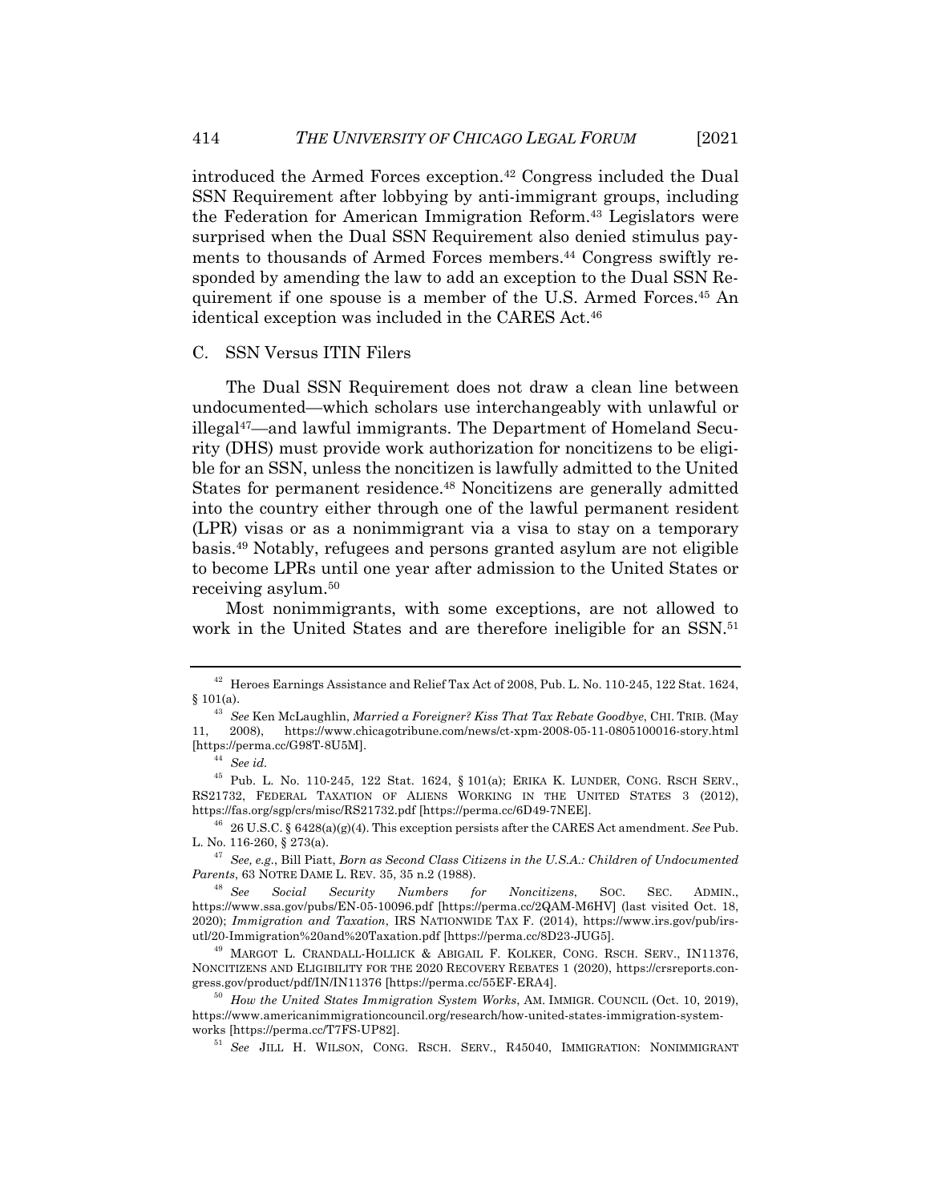introduced the Armed Forces exception.[42] Congress included the Dual SSN Requirement after lobbying by anti-immigrant groups, including the Federation for American Immigration Reform.[43] Legislators were surprised when the Dual SSN Requirement also denied stimulus payments to thousands of Armed Forces members.[44] Congress swiftly responded by amending the law to add an exception to the Dual SSN Requirement if one spouse is a member of the U.S. Armed Forces.[45] An identical exception was included in the CARES Act.[46]

## C. SSN Versus ITIN Filers

The Dual SSN Requirement does not draw a clean line between undocumented—which scholars use interchangeably with unlawful or illegal[47]—and lawful immigrants. The Department of Homeland Security (DHS) must provide work authorization for noncitizens to be eligible for an SSN, unless the noncitizen is lawfully admitted to the United States for permanent residence.[48] Noncitizens are generally admitted into the country either through one of the lawful permanent resident (LPR) visas or as a nonimmigrant via a visa to stay on a temporary basis.[49] Notably, refugees and persons granted asylum are not eligible to become LPRs until one year after admission to the United States or receiving asylum.[50]

Most nonimmigrants, with some exceptions, are not allowed to work in the United States and are therefore ineligible for an SSN.[51]

---

[42] Heroes Earnings Assistance and Relief Tax Act of 2008, Pub. L. No. 110-245, 122 Stat. 1624, § 101(a).

[43] *See* Ken McLaughlin, *Married a Foreigner? Kiss That Tax Rebate Goodbye*, CHI. TRIB. (May 11, 2008), https://www.chicagotribune.com/news/ct-xpm-2008-05-11-0805100016-story.html [https://perma.cc/G98T-8U5M].

[44] *See id.*

[45] Pub. L. No. 110-245, 122 Stat. 1624, § 101(a); ERIKA K. LUNDER, CONG. RSCH SERV., RS21732, FEDERAL TAXATION OF ALIENS WORKING IN THE UNITED STATES 3 (2012), https://fas.org/sgp/crs/misc/RS21732.pdf [https://perma.cc/6D49-7NEE].

[46] 26 U.S.C. § 6428(a)(g)(4). This exception persists after the CARES Act amendment. *See* Pub. L. No. 116-260, § 273(a).

[47] *See, e.g.*, Bill Piatt, *Born as Second Class Citizens in the U.S.A.: Children of Undocumented Parents*, 63 NOTRE DAME L. REV. 35, 35 n.2 (1988).

[48] *See* *Social Security Numbers for Noncitizens*, SOC. SEC. ADMIN., https://www.ssa.gov/pubs/EN-05-10096.pdf [https://perma.cc/2QAM-M6HV] (last visited Oct. 18, 2020); *Immigration and Taxation*, IRS NATIONWIDE TAX F. (2014), https://www.irs.gov/pub/irs-utl/20-Immigration%20and%20Taxation.pdf [https://perma.cc/8D23-JUG5].

[49] MARGOT L. CRANDALL-HOLLICK & ABIGAIL F. KOLKER, CONG. RSCH. SERV., IN11376, NONCITIZENS AND ELIGIBILITY FOR THE 2020 RECOVERY REBATES 1 (2020), https://crsreports.congress.gov/product/pdf/IN/IN11376 [https://perma.cc/55EF-ERA4].

[50] *How the United States Immigration System Works*, AM. IMMIGR. COUNCIL (Oct. 10, 2019), https://www.americanimmigrationcouncil.org/research/how-united-states-immigration-system-works [https://perma.cc/T7FS-UP82].

[51] *See* JILL H. WILSON, CONG. RSCH. SERV., R45040, IMMIGRATION: NONIMMIGRANT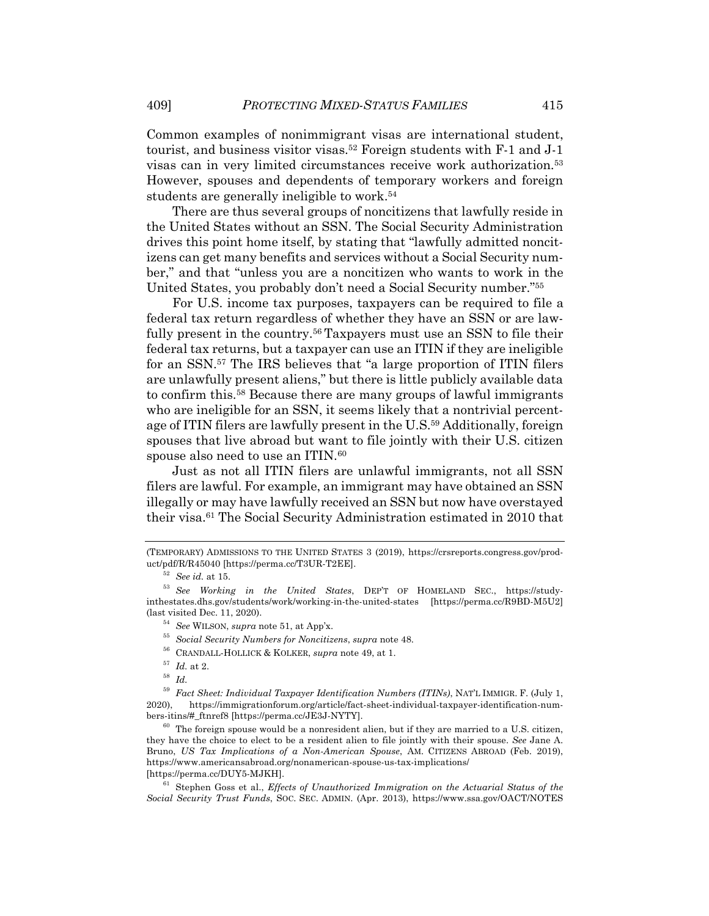Common examples of nonimmigrant visas are international student, tourist, and business visitor visas.[52] Foreign students with F-1 and J-1 visas can in very limited circumstances receive work authorization.[53] However, spouses and dependents of temporary workers and foreign students are generally ineligible to work.[54]

There are thus several groups of noncitizens that lawfully reside in the United States without an SSN. The Social Security Administration drives this point home itself, by stating that "lawfully admitted noncitizens can get many benefits and services without a Social Security number," and that "unless you are a noncitizen who wants to work in the United States, you probably don't need a Social Security number."[55]

For U.S. income tax purposes, taxpayers can be required to file a federal tax return regardless of whether they have an SSN or are lawfully present in the country.[56] Taxpayers must use an SSN to file their federal tax returns, but a taxpayer can use an ITIN if they are ineligible for an SSN.[57] The IRS believes that "a large proportion of ITIN filers are unlawfully present aliens," but there is little publicly available data to confirm this.[58] Because there are many groups of lawful immigrants who are ineligible for an SSN, it seems likely that a nontrivial percentage of ITIN filers are lawfully present in the U.S.[59] Additionally, foreign spouses that live abroad but want to file jointly with their U.S. citizen spouse also need to use an ITIN.[60]

Just as not all ITIN filers are unlawful immigrants, not all SSN filers are lawful. For example, an immigrant may have obtained an SSN illegally or may have lawfully received an SSN but now have overstayed their visa.[61] The Social Security Administration estimated in 2010 that

---

(TEMPORARY) ADMISSIONS TO THE UNITED STATES 3 (2019), https://crsreports.congress.gov/product/pdf/R/R45040 [https://perma.cc/T3UR-T2EE].

[52] *See id.* at 15.

[53] *See Working in the United States*, DEP'T OF HOMELAND SEC., https://studyinthestates.dhs.gov/students/work/working-in-the-united-states [https://perma.cc/R9BD-M5U2] (last visited Dec. 11, 2020).

[54] *See* WILSON, *supra* note 51, at App'x.

[55] *Social Security Numbers for Noncitizens*, *supra* note 48.

[56] CRANDALL-HOLLICK & KOLKER, *supra* note 49, at 1.

[57] *Id.* at 2.

[58] *Id.*

[59] *Fact Sheet: Individual Taxpayer Identification Numbers (ITINs)*, NAT'L IMMIGR. F. (July 1, 2020), https://immigrationforum.org/article/fact-sheet-individual-taxpayer-identification-numbers-itins/#_ftnref8 [https://perma.cc/JE3J-NYTY].

[60] The foreign spouse would be a nonresident alien, but if they are married to a U.S. citizen, they have the choice to elect to be a resident alien to file jointly with their spouse. *See* Jane A. Bruno, *US Tax Implications of a Non-American Spouse*, AM. CITIZENS ABROAD (Feb. 2019), https://www.americansabroad.org/nonamerican-spouse-us-tax-implications/ [https://perma.cc/DUY5-MJKH].

[61] Stephen Goss et al., *Effects of Unauthorized Immigration on the Actuarial Status of the Social Security Trust Funds*, SOC. SEC. ADMIN. (Apr. 2013), https://www.ssa.gov/OACT/NOTES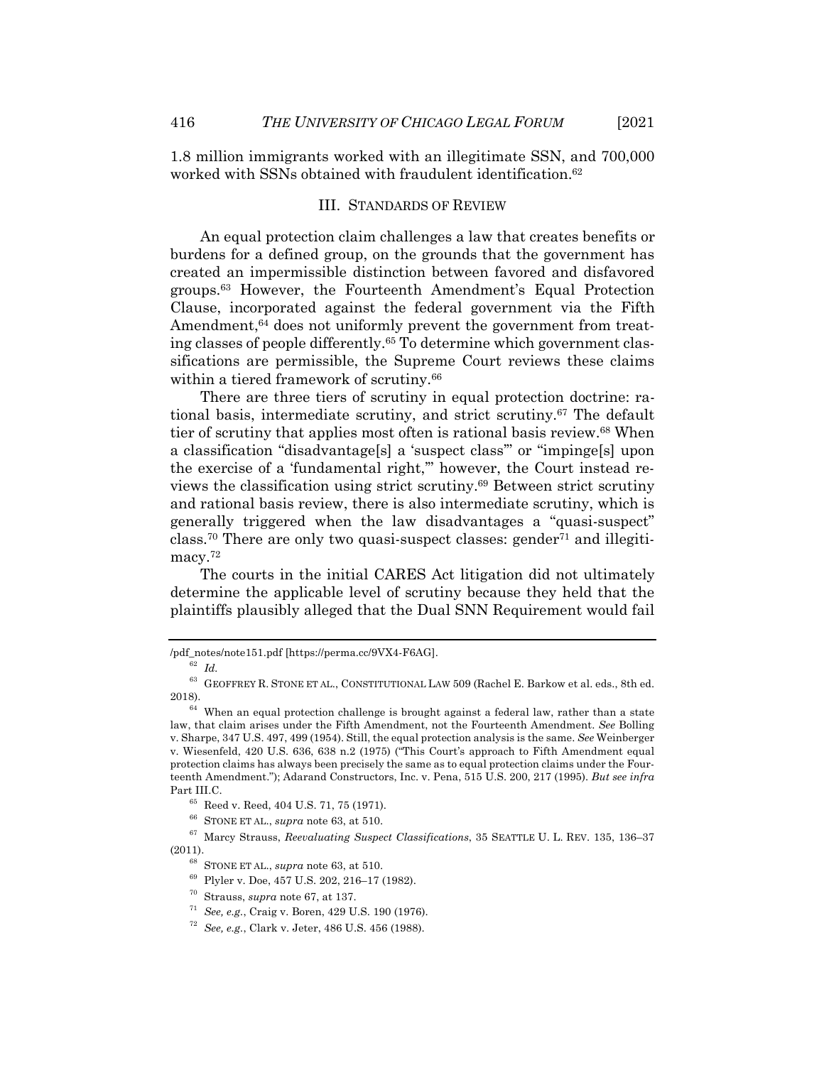1.8 million immigrants worked with an illegitimate SSN, and 700,000 worked with SSNs obtained with fraudulent identification.[62]

## III. STANDARDS OF REVIEW

An equal protection claim challenges a law that creates benefits or burdens for a defined group, on the grounds that the government has created an impermissible distinction between favored and disfavored groups.[63] However, the Fourteenth Amendment's Equal Protection Clause, incorporated against the federal government via the Fifth Amendment,[64] does not uniformly prevent the government from treating classes of people differently.[65] To determine which government classifications are permissible, the Supreme Court reviews these claims within a tiered framework of scrutiny.[66]

There are three tiers of scrutiny in equal protection doctrine: rational basis, intermediate scrutiny, and strict scrutiny.[67] The default tier of scrutiny that applies most often is rational basis review.[68] When a classification "disadvantage[s] a 'suspect class'" or "impinge[s] upon the exercise of a 'fundamental right,'" however, the Court instead reviews the classification using strict scrutiny.[69] Between strict scrutiny and rational basis review, there is also intermediate scrutiny, which is generally triggered when the law disadvantages a "quasi-suspect" class.[70] There are only two quasi-suspect classes: gender[71] and illegitimacy.[72]

The courts in the initial CARES Act litigation did not ultimately determine the applicable level of scrutiny because they held that the plaintiffs plausibly alleged that the Dual SNN Requirement would fail

---

/pdf_notes/note151.pdf [https://perma.cc/9VX4-F6AG].

[62] *Id.*

[63] GEOFFREY R. STONE ET AL., CONSTITUTIONAL LAW 509 (Rachel E. Barkow et al. eds., 8th ed. 2018).

[64] When an equal protection challenge is brought against a federal law, rather than a state law, that claim arises under the Fifth Amendment, not the Fourteenth Amendment. *See* Bolling v. Sharpe, 347 U.S. 497, 499 (1954). Still, the equal protection analysis is the same. *See* Weinberger v. Wiesenfeld, 420 U.S. 636, 638 n.2 (1975) ("This Court's approach to Fifth Amendment equal protection claims has always been precisely the same as to equal protection claims under the Fourteenth Amendment."); Adarand Constructors, Inc. v. Pena, 515 U.S. 200, 217 (1995). *But see infra* Part III.C.

[65] Reed v. Reed, 404 U.S. 71, 75 (1971).

[66] STONE ET AL., *supra* note 63, at 510.

[67] Marcy Strauss, *Reevaluating Suspect Classifications*, 35 SEATTLE U. L. REV. 135, 136–37 (2011).

[68] STONE ET AL., *supra* note 63, at 510.

[69] Plyler v. Doe, 457 U.S. 202, 216–17 (1982).

[70] Strauss, *supra* note 67, at 137.

[71] *See, e.g.*, Craig v. Boren, 429 U.S. 190 (1976).

[72] *See, e.g.*, Clark v. Jeter, 486 U.S. 456 (1988).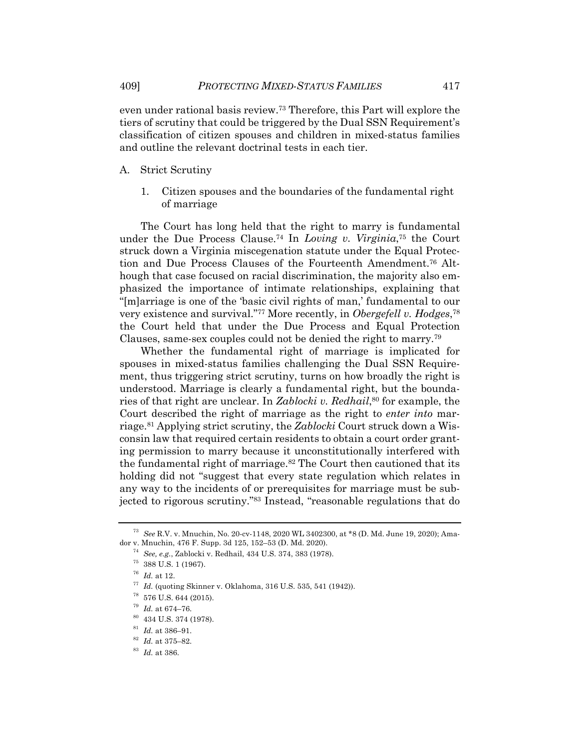even under rational basis review.[73] Therefore, this Part will explore the tiers of scrutiny that could be triggered by the Dual SSN Requirement's classification of citizen spouses and children in mixed-status families and outline the relevant doctrinal tests in each tier.

## A. Strict Scrutiny

### 1. Citizen spouses and the boundaries of the fundamental right of marriage

The Court has long held that the right to marry is fundamental under the Due Process Clause.[74] In *Loving v. Virginia*,[75] the Court struck down a Virginia miscegenation statute under the Equal Protection and Due Process Clauses of the Fourteenth Amendment.[76] Although that case focused on racial discrimination, the majority also emphasized the importance of intimate relationships, explaining that "[m]arriage is one of the 'basic civil rights of man,' fundamental to our very existence and survival."[77] More recently, in *Obergefell v. Hodges*,[78] the Court held that under the Due Process and Equal Protection Clauses, same-sex couples could not be denied the right to marry.[79]

Whether the fundamental right of marriage is implicated for spouses in mixed-status families challenging the Dual SSN Requirement, thus triggering strict scrutiny, turns on how broadly the right is understood. Marriage is clearly a fundamental right, but the boundaries of that right are unclear. In *Zablocki v. Redhail*,[80] for example, the Court described the right of marriage as the right to *enter into* marriage.[81] Applying strict scrutiny, the *Zablocki* Court struck down a Wisconsin law that required certain residents to obtain a court order granting permission to marry because it unconstitutionally interfered with the fundamental right of marriage.[82] The Court then cautioned that its holding did not "suggest that every state regulation which relates in any way to the incidents of or prerequisites for marriage must be subjected to rigorous scrutiny."[83] Instead, "reasonable regulations that do

---

[73] *See* R.V. v. Mnuchin, No. 20-cv-1148, 2020 WL 3402300, at *8 (D. Md. June 19, 2020); Amador v. Mnuchin, 476 F. Supp. 3d 125, 152–53 (D. Md. 2020).

[74] *See, e.g.*, Zablocki v. Redhail, 434 U.S. 374, 383 (1978).

[75] 388 U.S. 1 (1967).

[76] *Id.* at 12.

[77] *Id.* (quoting Skinner v. Oklahoma, 316 U.S. 535, 541 (1942)).

[78] 576 U.S. 644 (2015).

[79] *Id.* at 674–76.

[80] 434 U.S. 374 (1978).

[81] *Id.* at 386–91.

[82] *Id.* at 375–82.

[83] *Id.* at 386.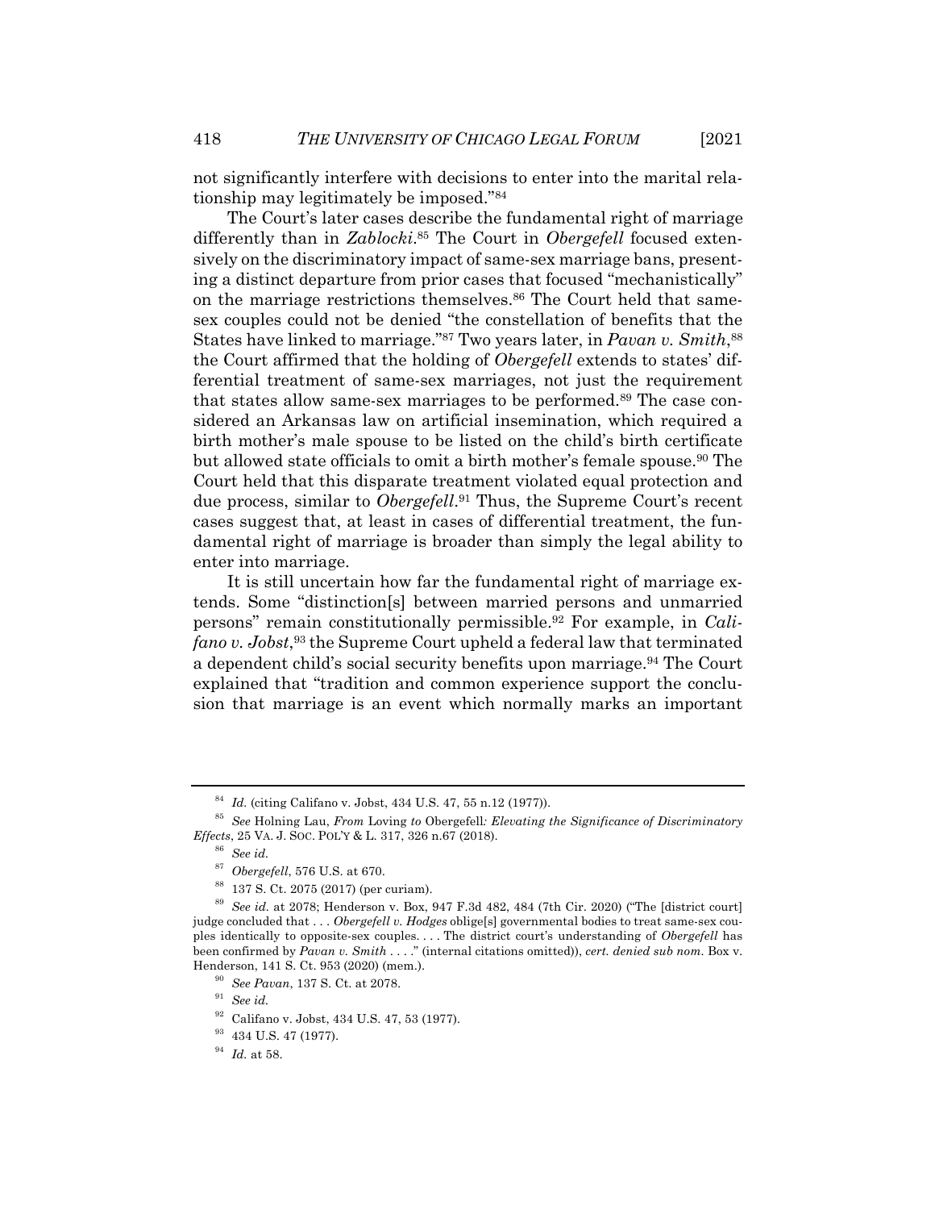not significantly interfere with decisions to enter into the marital relationship may legitimately be imposed."[84]

The Court's later cases describe the fundamental right of marriage differently than in *Zablocki*.[85] The Court in *Obergefell* focused extensively on the discriminatory impact of same-sex marriage bans, presenting a distinct departure from prior cases that focused "mechanistically" on the marriage restrictions themselves.[86] The Court held that same-sex couples could not be denied "the constellation of benefits that the States have linked to marriage."[87] Two years later, in *Pavan v. Smith*,[88] the Court affirmed that the holding of *Obergefell* extends to states' differential treatment of same-sex marriages, not just the requirement that states allow same-sex marriages to be performed.[89] The case considered an Arkansas law on artificial insemination, which required a birth mother's male spouse to be listed on the child's birth certificate but allowed state officials to omit a birth mother's female spouse.[90] The Court held that this disparate treatment violated equal protection and due process, similar to *Obergefell*.[91] Thus, the Supreme Court's recent cases suggest that, at least in cases of differential treatment, the fundamental right of marriage is broader than simply the legal ability to enter into marriage.

It is still uncertain how far the fundamental right of marriage extends. Some "distinction[s] between married persons and unmarried persons" remain constitutionally permissible.[92] For example, in *Califano v. Jobst*,[93] the Supreme Court upheld a federal law that terminated a dependent child's social security benefits upon marriage.[94] The Court explained that "tradition and common experience support the conclusion that marriage is an event which normally marks an important

---

[84] *Id.* (citing Califano v. Jobst, 434 U.S. 47, 55 n.12 (1977)).

[85] *See* Holning Lau, *From* Loving *to* Obergefell*: Elevating the Significance of Discriminatory Effects*, 25 VA. J. SOC. POL'Y & L. 317, 326 n.67 (2018).

[86] *See id.*

[87] *Obergefell*, 576 U.S. at 670.

[88] 137 S. Ct. 2075 (2017) (per curiam).

[89] *See id.* at 2078; Henderson v. Box, 947 F.3d 482, 484 (7th Cir. 2020) ("The [district court] judge concluded that . . . *Obergefell v. Hodges* oblige[s] governmental bodies to treat same-sex couples identically to opposite-sex couples. . . . The district court's understanding of *Obergefell* has been confirmed by *Pavan v. Smith* . . . ." (internal citations omitted)), *cert. denied sub nom.* Box v. Henderson, 141 S. Ct. 953 (2020) (mem.).

[90] *See Pavan*, 137 S. Ct. at 2078.

[91] *See id.*

[92] Califano v. Jobst, 434 U.S. 47, 53 (1977).

[93] 434 U.S. 47 (1977).

[94] *Id.* at 58.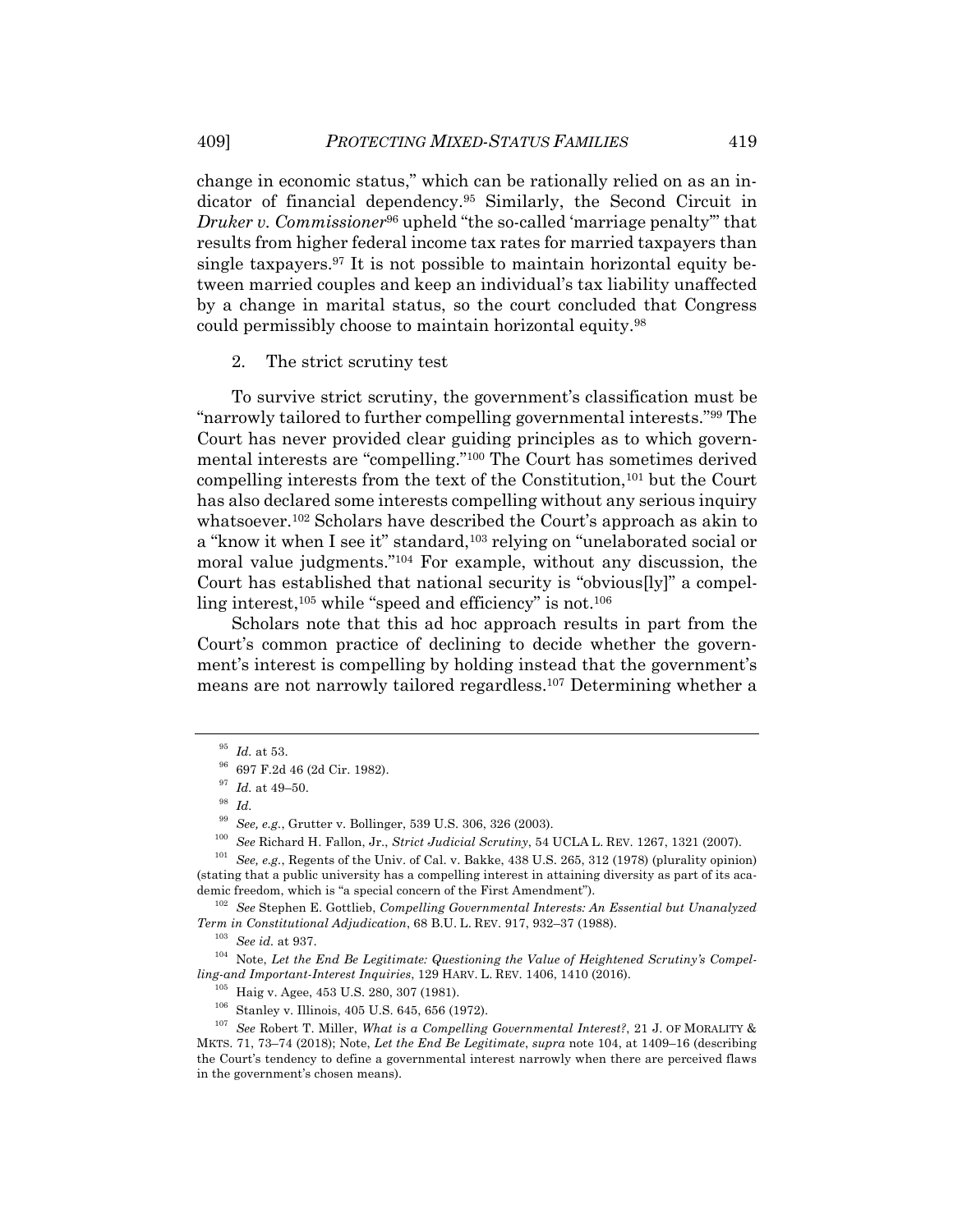change in economic status," which can be rationally relied on as an indicator of financial dependency.[95] Similarly, the Second Circuit in *Druker v. Commissioner*[96] upheld "the so-called 'marriage penalty'" that results from higher federal income tax rates for married taxpayers than single taxpayers.[97] It is not possible to maintain horizontal equity between married couples and keep an individual's tax liability unaffected by a change in marital status, so the court concluded that Congress could permissibly choose to maintain horizontal equity.[98]

2. The strict scrutiny test

To survive strict scrutiny, the government's classification must be "narrowly tailored to further compelling governmental interests."[99] The Court has never provided clear guiding principles as to which governmental interests are "compelling."[100] The Court has sometimes derived compelling interests from the text of the Constitution,[101] but the Court has also declared some interests compelling without any serious inquiry whatsoever.[102] Scholars have described the Court's approach as akin to a "know it when I see it" standard,[103] relying on "unelaborated social or moral value judgments."[104] For example, without any discussion, the Court has established that national security is "obvious[ly]" a compelling interest,[105] while "speed and efficiency" is not.[106]

Scholars note that this ad hoc approach results in part from the Court's common practice of declining to decide whether the government's interest is compelling by holding instead that the government's means are not narrowly tailored regardless.[107] Determining whether a

---

[95] *Id.* at 53.

[96] 697 F.2d 46 (2d Cir. 1982).

[97] *Id.* at 49–50.

[98] *Id.*

[99] *See, e.g.*, Grutter v. Bollinger, 539 U.S. 306, 326 (2003).

[100] *See* Richard H. Fallon, Jr., *Strict Judicial Scrutiny*, 54 UCLA L. REV. 1267, 1321 (2007).

[101] *See, e.g.*, Regents of the Univ. of Cal. v. Bakke, 438 U.S. 265, 312 (1978) (plurality opinion) (stating that a public university has a compelling interest in attaining diversity as part of its academic freedom, which is "a special concern of the First Amendment").

[102] *See* Stephen E. Gottlieb, *Compelling Governmental Interests: An Essential but Unanalyzed Term in Constitutional Adjudication*, 68 B.U. L. REV. 917, 932–37 (1988).

[103] *See id.* at 937.

[104] Note, *Let the End Be Legitimate: Questioning the Value of Heightened Scrutiny's Compelling-and Important-Interest Inquiries*, 129 HARV. L. REV. 1406, 1410 (2016).

[105] Haig v. Agee, 453 U.S. 280, 307 (1981).

[106] Stanley v. Illinois, 405 U.S. 645, 656 (1972).

[107] *See* Robert T. Miller, *What is a Compelling Governmental Interest?*, 21 J. OF MORALITY & MKTS. 71, 73–74 (2018); Note, *Let the End Be Legitimate*, *supra* note 104, at 1409–16 (describing the Court's tendency to define a governmental interest narrowly when there are perceived flaws in the government's chosen means).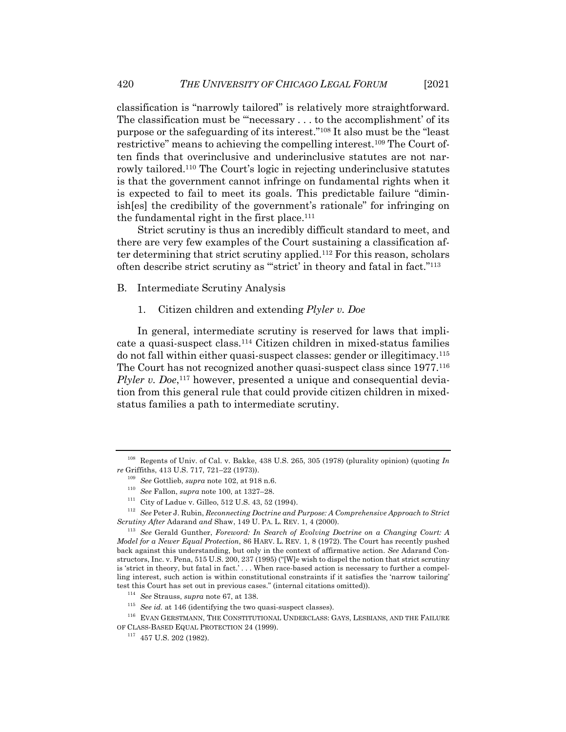classification is "narrowly tailored" is relatively more straightforward. The classification must be "'necessary . . . to the accomplishment' of its purpose or the safeguarding of its interest."[108] It also must be the "least restrictive" means to achieving the compelling interest.[109] The Court often finds that overinclusive and underinclusive statutes are not narrowly tailored.[110] The Court's logic in rejecting underinclusive statutes is that the government cannot infringe on fundamental rights when it is expected to fail to meet its goals. This predictable failure "diminish[es] the credibility of the government's rationale" for infringing on the fundamental right in the first place.[111]

Strict scrutiny is thus an incredibly difficult standard to meet, and there are very few examples of the Court sustaining a classification after determining that strict scrutiny applied.[112] For this reason, scholars often describe strict scrutiny as "'strict' in theory and fatal in fact."[113]

## B. Intermediate Scrutiny Analysis

### 1. Citizen children and extending *Plyler v. Doe*

In general, intermediate scrutiny is reserved for laws that implicate a quasi-suspect class.[114] Citizen children in mixed-status families do not fall within either quasi-suspect classes: gender or illegitimacy.[115] The Court has not recognized another quasi-suspect class since 1977.[116] *Plyler v. Doe*,[117] however, presented a unique and consequential deviation from this general rule that could provide citizen children in mixed-status families a path to intermediate scrutiny.

---

[108] Regents of Univ. of Cal. v. Bakke, 438 U.S. 265, 305 (1978) (plurality opinion) (quoting *In re* Griffiths, 413 U.S. 717, 721–22 (1973)).

[109] *See* Gottlieb, *supra* note 102, at 918 n.6.

[110] *See* Fallon, *supra* note 100, at 1327–28.

[111] City of Ladue v. Gilleo, 512 U.S. 43, 52 (1994).

[112] *See* Peter J. Rubin, *Reconnecting Doctrine and Purpose: A Comprehensive Approach to Strict Scrutiny After* Adarand *and* Shaw, 149 U. PA. L. REV. 1, 4 (2000).

[113] *See* Gerald Gunther, *Foreword: In Search of Evolving Doctrine on a Changing Court: A Model for a Newer Equal Protection*, 86 HARV. L. REV. 1, 8 (1972). The Court has recently pushed back against this understanding, but only in the context of affirmative action. *See* Adarand Constructors, Inc. v. Pena, 515 U.S. 200, 237 (1995) ("[W]e wish to dispel the notion that strict scrutiny is 'strict in theory, but fatal in fact.' . . . When race-based action is necessary to further a compelling interest, such action is within constitutional constraints if it satisfies the 'narrow tailoring' test this Court has set out in previous cases." (internal citations omitted)).

[114] *See* Strauss, *supra* note 67, at 138.

[115] *See id.* at 146 (identifying the two quasi-suspect classes).

[116] EVAN GERSTMANN, THE CONSTITUTIONAL UNDERCLASS: GAYS, LESBIANS, AND THE FAILURE OF CLASS-BASED EQUAL PROTECTION 24 (1999).

[117] 457 U.S. 202 (1982).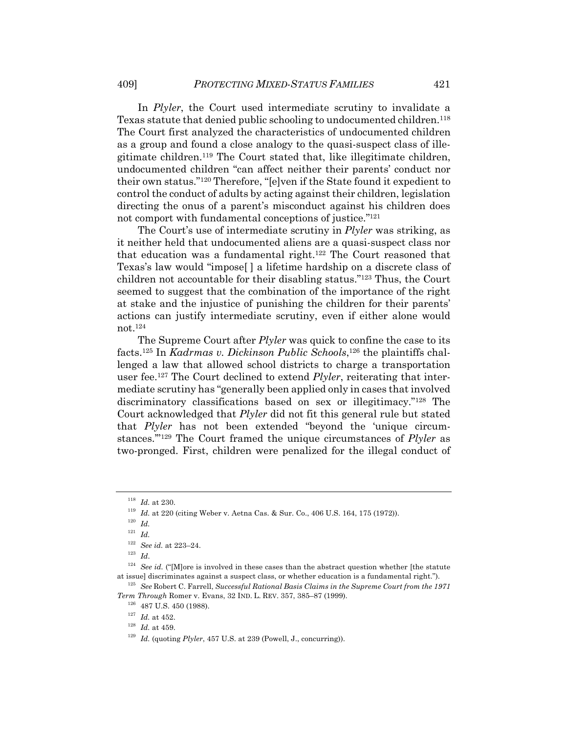In *Plyler*, the Court used intermediate scrutiny to invalidate a Texas statute that denied public schooling to undocumented children.[118] The Court first analyzed the characteristics of undocumented children as a group and found a close analogy to the quasi-suspect class of illegitimate children.[119] The Court stated that, like illegitimate children, undocumented children "can affect neither their parents' conduct nor their own status."[120] Therefore, "[e]ven if the State found it expedient to control the conduct of adults by acting against their children, legislation directing the onus of a parent's misconduct against his children does not comport with fundamental conceptions of justice."[121]

The Court's use of intermediate scrutiny in *Plyler* was striking, as it neither held that undocumented aliens are a quasi-suspect class nor that education was a fundamental right.[122] The Court reasoned that Texas's law would "impose[ ] a lifetime hardship on a discrete class of children not accountable for their disabling status."[123] Thus, the Court seemed to suggest that the combination of the importance of the right at stake and the injustice of punishing the children for their parents' actions can justify intermediate scrutiny, even if either alone would not.[124]

The Supreme Court after *Plyler* was quick to confine the case to its facts.[125] In *Kadrmas v. Dickinson Public Schools*,[126] the plaintiffs challenged a law that allowed school districts to charge a transportation user fee.[127] The Court declined to extend *Plyler*, reiterating that intermediate scrutiny has "generally been applied only in cases that involved discriminatory classifications based on sex or illegitimacy."[128] The Court acknowledged that *Plyler* did not fit this general rule but stated that *Plyler* has not been extended "beyond the 'unique circumstances.'"[129] The Court framed the unique circumstances of *Plyler* as two-pronged. First, children were penalized for the illegal conduct of

---

[118] *Id.* at 230.

[119] *Id.* at 220 (citing Weber v. Aetna Cas. & Sur. Co., 406 U.S. 164, 175 (1972)).

[120] *Id.*

[121] *Id.*

[122] *See id.* at 223–24.

[123] *Id*.

[124] *See id.* ("[M]ore is involved in these cases than the abstract question whether [the statute at issue] discriminates against a suspect class, or whether education is a fundamental right.").

[125] *See* Robert C. Farrell, *Successful Rational Basis Claims in the Supreme Court from the 1971 Term Through* Romer v. Evans, 32 IND. L. REV. 357, 385–87 (1999).

[126] 487 U.S. 450 (1988).

[127] *Id.* at 452.

[128] *Id.* at 459.

[129] *Id.* (quoting *Plyler*, 457 U.S. at 239 (Powell, J., concurring)).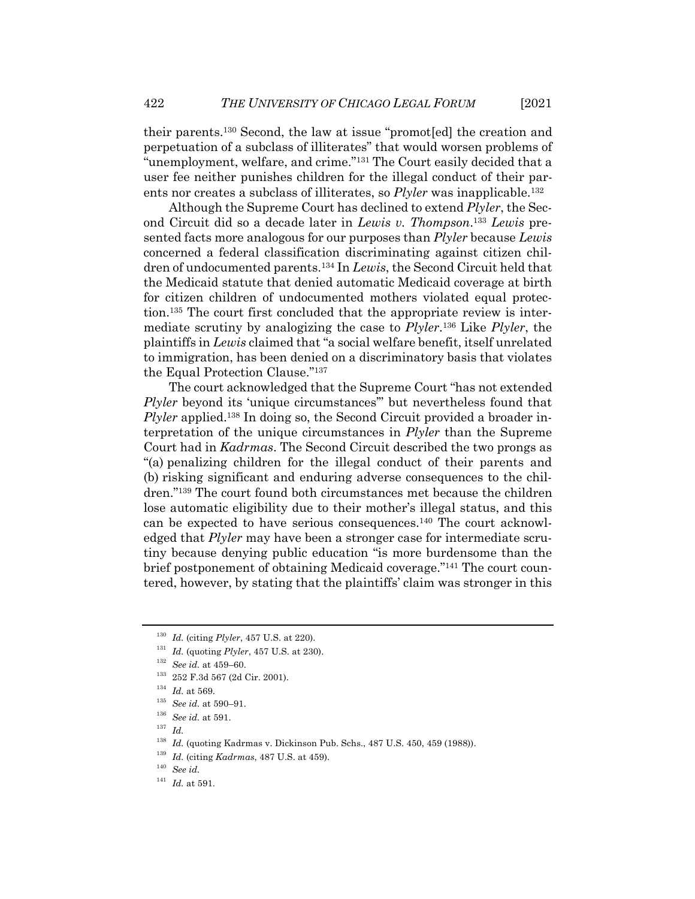their parents.[130] Second, the law at issue "promot[ed] the creation and perpetuation of a subclass of illiterates" that would worsen problems of "unemployment, welfare, and crime."[131] The Court easily decided that a user fee neither punishes children for the illegal conduct of their parents nor creates a subclass of illiterates, so *Plyler* was inapplicable.[132]

Although the Supreme Court has declined to extend *Plyler*, the Second Circuit did so a decade later in *Lewis v. Thompson*.[133] *Lewis* presented facts more analogous for our purposes than *Plyler* because *Lewis* concerned a federal classification discriminating against citizen children of undocumented parents.[134] In *Lewis*, the Second Circuit held that the Medicaid statute that denied automatic Medicaid coverage at birth for citizen children of undocumented mothers violated equal protection.[135] The court first concluded that the appropriate review is intermediate scrutiny by analogizing the case to *Plyler*.[136] Like *Plyler*, the plaintiffs in *Lewis* claimed that "a social welfare benefit, itself unrelated to immigration, has been denied on a discriminatory basis that violates the Equal Protection Clause."[137]

The court acknowledged that the Supreme Court "has not extended *Plyler* beyond its 'unique circumstances'" but nevertheless found that *Plyler* applied.[138] In doing so, the Second Circuit provided a broader interpretation of the unique circumstances in *Plyler* than the Supreme Court had in *Kadrmas*. The Second Circuit described the two prongs as "(a) penalizing children for the illegal conduct of their parents and (b) risking significant and enduring adverse consequences to the children."[139] The court found both circumstances met because the children lose automatic eligibility due to their mother's illegal status, and this can be expected to have serious consequences.[140] The court acknowledged that *Plyler* may have been a stronger case for intermediate scrutiny because denying public education "is more burdensome than the brief postponement of obtaining Medicaid coverage."[141] The court countered, however, by stating that the plaintiffs' claim was stronger in this

---

[130] *Id.* (citing *Plyler*, 457 U.S. at 220).

[131] *Id.* (quoting *Plyler*, 457 U.S. at 230).

[132] *See id.* at 459–60.

[133] 252 F.3d 567 (2d Cir. 2001).

[134] *Id.* at 569.

[135] *See id.* at 590–91.

[136] *See id.* at 591.

[137] *Id.*

[138] *Id.* (quoting Kadrmas v. Dickinson Pub. Schs., 487 U.S. 450, 459 (1988)).

[139] *Id.* (citing *Kadrmas*, 487 U.S. at 459).

[140] *See id.*

[141] *Id.* at 591.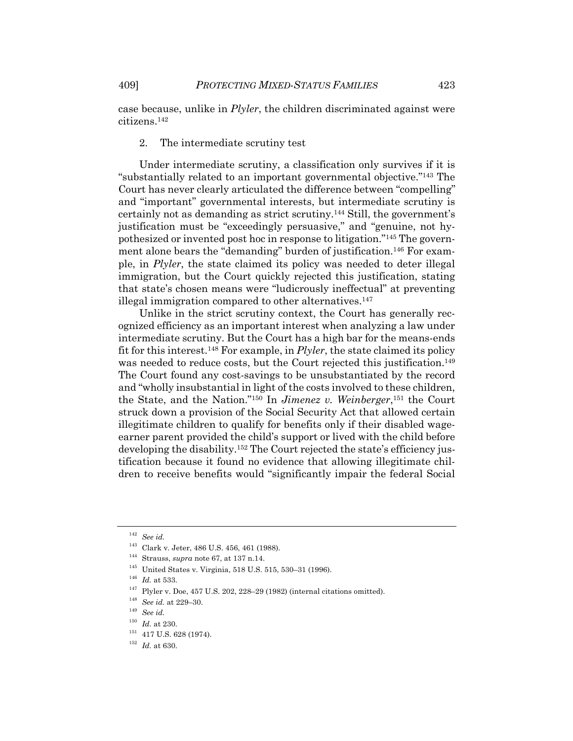case because, unlike in *Plyler*, the children discriminated against were citizens.[142]

2. The intermediate scrutiny test

Under intermediate scrutiny, a classification only survives if it is "substantially related to an important governmental objective."[143] The Court has never clearly articulated the difference between "compelling" and "important" governmental interests, but intermediate scrutiny is certainly not as demanding as strict scrutiny.[144] Still, the government's justification must be "exceedingly persuasive," and "genuine, not hypothesized or invented post hoc in response to litigation."[145] The government alone bears the "demanding" burden of justification.[146] For example, in *Plyler*, the state claimed its policy was needed to deter illegal immigration, but the Court quickly rejected this justification, stating that state's chosen means were "ludicrously ineffectual" at preventing illegal immigration compared to other alternatives.[147]

Unlike in the strict scrutiny context, the Court has generally recognized efficiency as an important interest when analyzing a law under intermediate scrutiny. But the Court has a high bar for the means-ends fit for this interest.[148] For example, in *Plyler*, the state claimed its policy was needed to reduce costs, but the Court rejected this justification.[149] The Court found any cost-savings to be unsubstantiated by the record and "wholly insubstantial in light of the costs involved to these children, the State, and the Nation."[150] In *Jimenez v. Weinberger*,[151] the Court struck down a provision of the Social Security Act that allowed certain illegitimate children to qualify for benefits only if their disabled wage-earner parent provided the child's support or lived with the child before developing the disability.[152] The Court rejected the state's efficiency justification because it found no evidence that allowing illegitimate children to receive benefits would "significantly impair the federal Social

---

[142] *See id.*

[143] Clark v. Jeter, 486 U.S. 456, 461 (1988).

[144] Strauss, *supra* note 67, at 137 n.14.

[145] United States v. Virginia, 518 U.S. 515, 530–31 (1996).

[146] *Id.* at 533.

[147] Plyler v. Doe, 457 U.S. 202, 228–29 (1982) (internal citations omitted).

[148] *See id.* at 229–30.

[149] *See id.*

[150] *Id.* at 230.

[151] 417 U.S. 628 (1974).

[152] *Id.* at 630.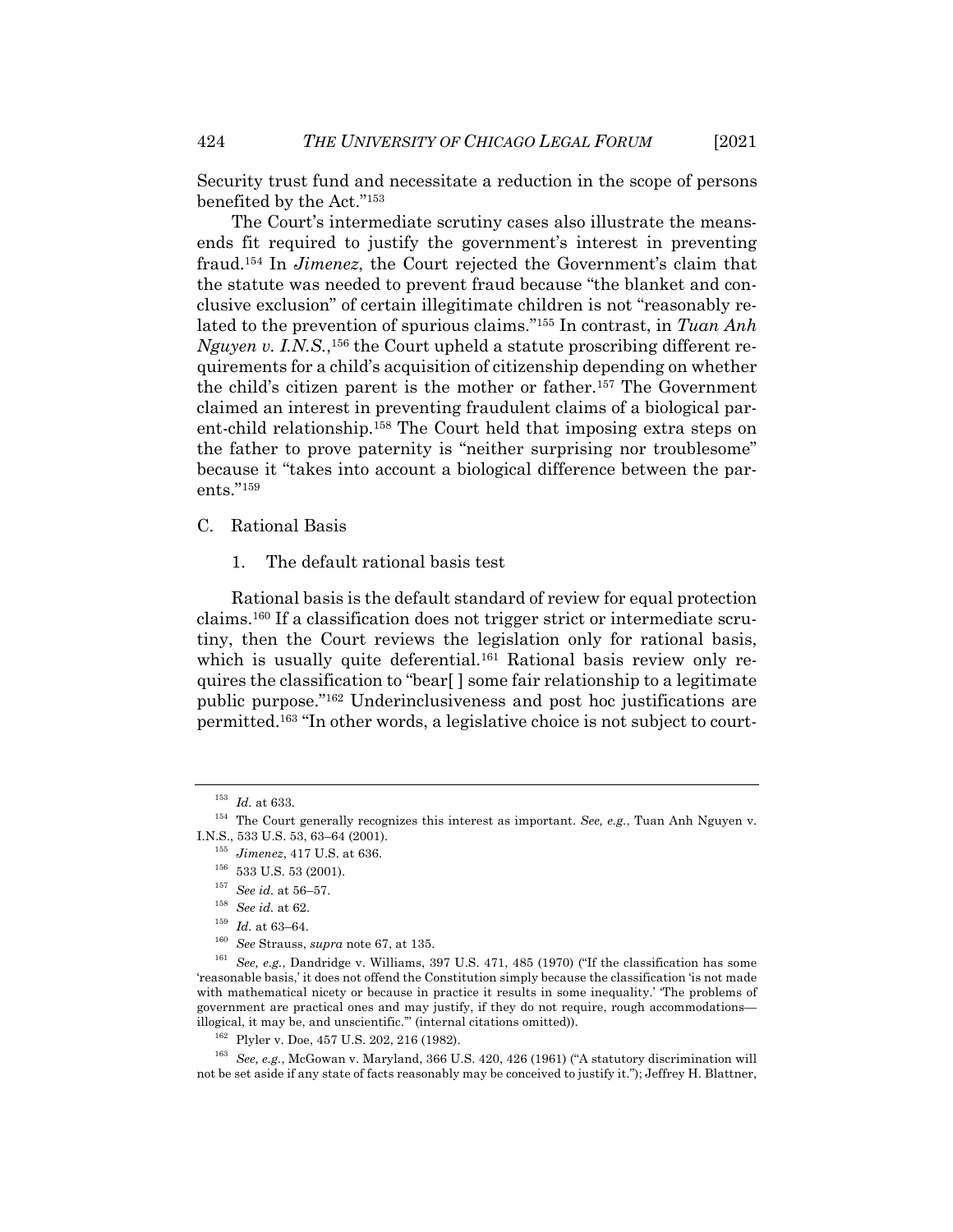Security trust fund and necessitate a reduction in the scope of persons benefited by the Act."[153]

The Court's intermediate scrutiny cases also illustrate the means-ends fit required to justify the government's interest in preventing fraud.[154] In *Jimenez*, the Court rejected the Government's claim that the statute was needed to prevent fraud because "the blanket and conclusive exclusion" of certain illegitimate children is not "reasonably related to the prevention of spurious claims."[155] In contrast, in *Tuan Anh Nguyen v. I.N.S.*,[156] the Court upheld a statute proscribing different requirements for a child's acquisition of citizenship depending on whether the child's citizen parent is the mother or father.[157] The Government claimed an interest in preventing fraudulent claims of a biological parent-child relationship.[158] The Court held that imposing extra steps on the father to prove paternity is "neither surprising nor troublesome" because it "takes into account a biological difference between the parents."[159]

C. Rational Basis

1. The default rational basis test

Rational basis is the default standard of review for equal protection claims.[160] If a classification does not trigger strict or intermediate scrutiny, then the Court reviews the legislation only for rational basis, which is usually quite deferential.[161] Rational basis review only requires the classification to "bear[ ] some fair relationship to a legitimate public purpose."[162] Underinclusiveness and post hoc justifications are permitted.[163] "In other words, a legislative choice is not subject to court-

---

[153] *Id.* at 633.

[154] The Court generally recognizes this interest as important. *See, e.g.*, Tuan Anh Nguyen v. I.N.S., 533 U.S. 53, 63–64 (2001).

[155] *Jimenez*, 417 U.S. at 636.

[156] 533 U.S. 53 (2001).

[157] *See id.* at 56–57.

[158] *See id.* at 62.

[159] *Id.* at 63–64.

[160] *See* Strauss, *supra* note 67, at 135.

[161] *See, e.g.*, Dandridge v. Williams, 397 U.S. 471, 485 (1970) ("If the classification has some 'reasonable basis,' it does not offend the Constitution simply because the classification 'is not made with mathematical nicety or because in practice it results in some inequality.' 'The problems of government are practical ones and may justify, if they do not require, rough accommodations—illogical, it may be, and unscientific.'" (internal citations omitted)).

[162] Plyler v. Doe, 457 U.S. 202, 216 (1982).

[163] *See, e.g.*, McGowan v. Maryland, 366 U.S. 420, 426 (1961) ("A statutory discrimination will not be set aside if any state of facts reasonably may be conceived to justify it."); Jeffrey H. Blattner,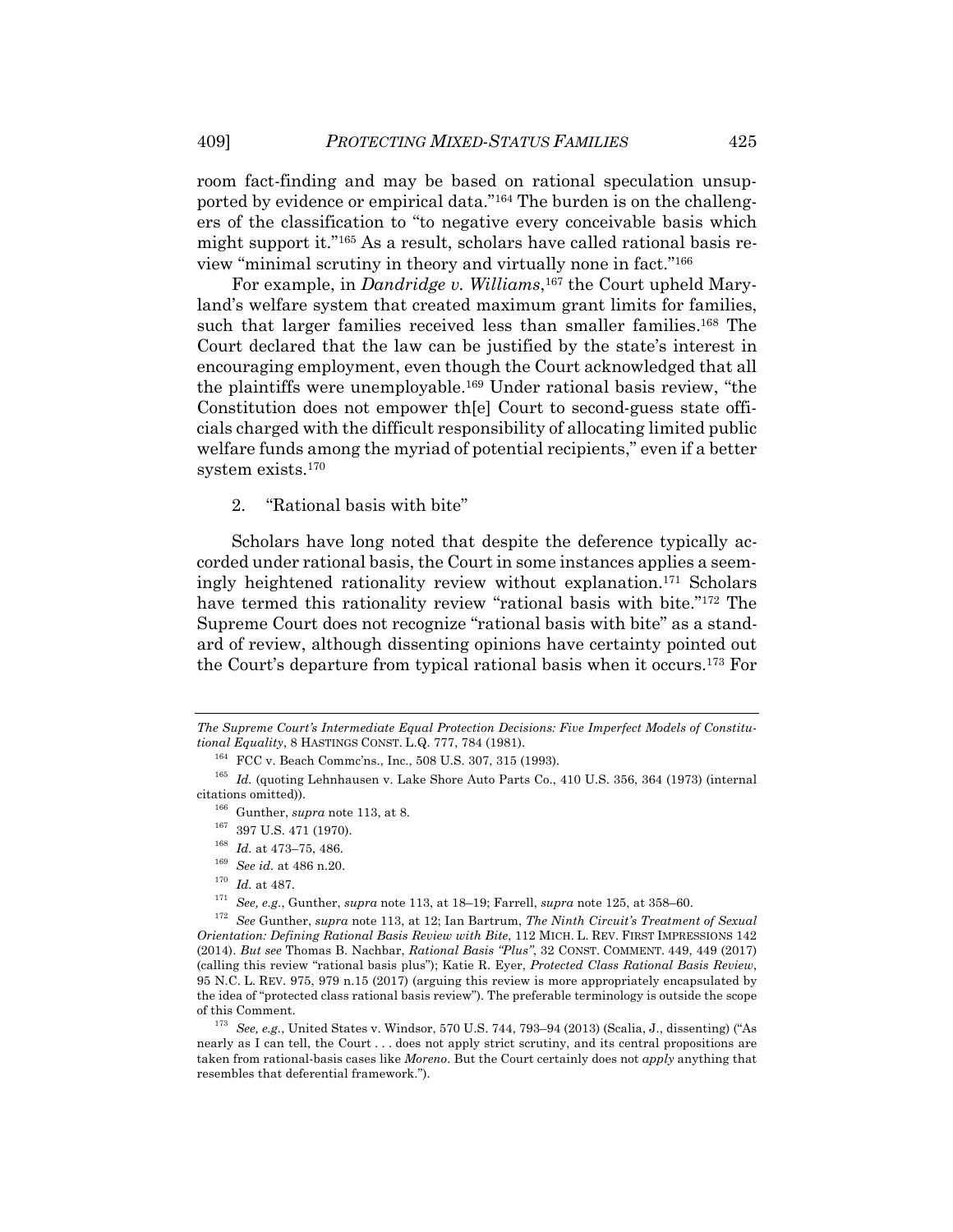room fact-finding and may be based on rational speculation unsupported by evidence or empirical data."[164] The burden is on the challengers of the classification to "to negative every conceivable basis which might support it."[165] As a result, scholars have called rational basis review "minimal scrutiny in theory and virtually none in fact."[166]

For example, in *Dandridge v. Williams*,[167] the Court upheld Maryland's welfare system that created maximum grant limits for families, such that larger families received less than smaller families.[168] The Court declared that the law can be justified by the state's interest in encouraging employment, even though the Court acknowledged that all the plaintiffs were unemployable.[169] Under rational basis review, "the Constitution does not empower th[e] Court to second-guess state officials charged with the difficult responsibility of allocating limited public welfare funds among the myriad of potential recipients," even if a better system exists.[170]

2. "Rational basis with bite"

Scholars have long noted that despite the deference typically accorded under rational basis, the Court in some instances applies a seemingly heightened rationality review without explanation.[171] Scholars have termed this rationality review "rational basis with bite."[172] The Supreme Court does not recognize "rational basis with bite" as a standard of review, although dissenting opinions have certainty pointed out the Court's departure from typical rational basis when it occurs.[173] For

---

*The Supreme Court's Intermediate Equal Protection Decisions: Five Imperfect Models of Constitutional Equality*, 8 HASTINGS CONST. L.Q. 777, 784 (1981).

[164] FCC v. Beach Commc'ns., Inc., 508 U.S. 307, 315 (1993).

[165] *Id.* (quoting Lehnhausen v. Lake Shore Auto Parts Co., 410 U.S. 356, 364 (1973) (internal citations omitted)).

[166] Gunther, *supra* note 113, at 8.

[167] 397 U.S. 471 (1970).

[168] *Id.* at 473–75, 486.

[169] *See id.* at 486 n.20.

[170] *Id.* at 487.

[171] *See, e.g.*, Gunther, *supra* note 113, at 18–19; Farrell, *supra* note 125, at 358–60.

[172] *See* Gunther, *supra* note 113, at 12; Ian Bartrum, *The Ninth Circuit's Treatment of Sexual Orientation: Defining Rational Basis Review with Bite*, 112 MICH. L. REV. FIRST IMPRESSIONS 142 (2014). *But see* Thomas B. Nachbar, *Rational Basis "Plus"*, 32 CONST. COMMENT. 449, 449 (2017) (calling this review "rational basis plus"); Katie R. Eyer, *Protected Class Rational Basis Review*, 95 N.C. L. REV. 975, 979 n.15 (2017) (arguing this review is more appropriately encapsulated by the idea of "protected class rational basis review"). The preferable terminology is outside the scope of this Comment.

[173] *See, e.g.*, United States v. Windsor, 570 U.S. 744, 793–94 (2013) (Scalia, J., dissenting) ("As nearly as I can tell, the Court . . . does not apply strict scrutiny, and its central propositions are taken from rational-basis cases like *Moreno*. But the Court certainly does not *apply* anything that resembles that deferential framework.").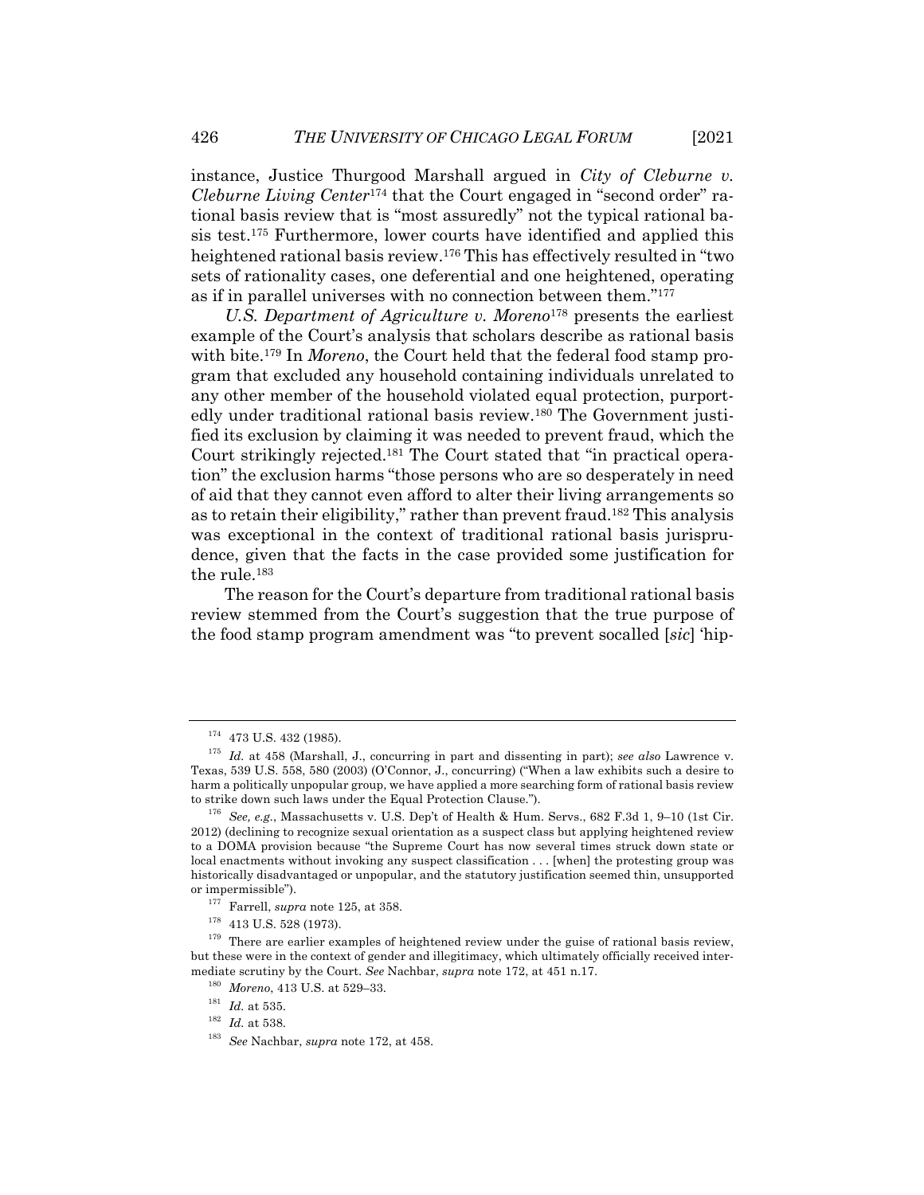instance, Justice Thurgood Marshall argued in *City of Cleburne v. Cleburne Living Center*[174] that the Court engaged in "second order" rational basis review that is "most assuredly" not the typical rational basis test.[175] Furthermore, lower courts have identified and applied this heightened rational basis review.[176] This has effectively resulted in "two sets of rationality cases, one deferential and one heightened, operating as if in parallel universes with no connection between them."[177]

*U.S. Department of Agriculture v. Moreno*[178] presents the earliest example of the Court's analysis that scholars describe as rational basis with bite.[179] In *Moreno*, the Court held that the federal food stamp program that excluded any household containing individuals unrelated to any other member of the household violated equal protection, purportedly under traditional rational basis review.[180] The Government justified its exclusion by claiming it was needed to prevent fraud, which the Court strikingly rejected.[181] The Court stated that "in practical operation" the exclusion harms "those persons who are so desperately in need of aid that they cannot even afford to alter their living arrangements so as to retain their eligibility," rather than prevent fraud.[182] This analysis was exceptional in the context of traditional rational basis jurisprudence, given that the facts in the case provided some justification for the rule.[183]

The reason for the Court's departure from traditional rational basis review stemmed from the Court's suggestion that the true purpose of the food stamp program amendment was "to prevent socalled [*sic*] 'hip-

---

[174] 473 U.S. 432 (1985).

[175] *Id.* at 458 (Marshall, J., concurring in part and dissenting in part); *see also* Lawrence v. Texas, 539 U.S. 558, 580 (2003) (O'Connor, J., concurring) ("When a law exhibits such a desire to harm a politically unpopular group, we have applied a more searching form of rational basis review to strike down such laws under the Equal Protection Clause.").

[176] *See, e.g.*, Massachusetts v. U.S. Dep't of Health & Hum. Servs., 682 F.3d 1, 9–10 (1st Cir. 2012) (declining to recognize sexual orientation as a suspect class but applying heightened review to a DOMA provision because "the Supreme Court has now several times struck down state or local enactments without invoking any suspect classification . . . [when] the protesting group was historically disadvantaged or unpopular, and the statutory justification seemed thin, unsupported or impermissible").

[177] Farrell, *supra* note 125, at 358.

[178] 413 U.S. 528 (1973).

[179] There are earlier examples of heightened review under the guise of rational basis review, but these were in the context of gender and illegitimacy, which ultimately officially received intermediate scrutiny by the Court. *See* Nachbar, *supra* note 172, at 451 n.17.

[180] *Moreno*, 413 U.S. at 529–33.

[181] *Id.* at 535.

[182] *Id.* at 538.

[183] *See* Nachbar, *supra* note 172, at 458.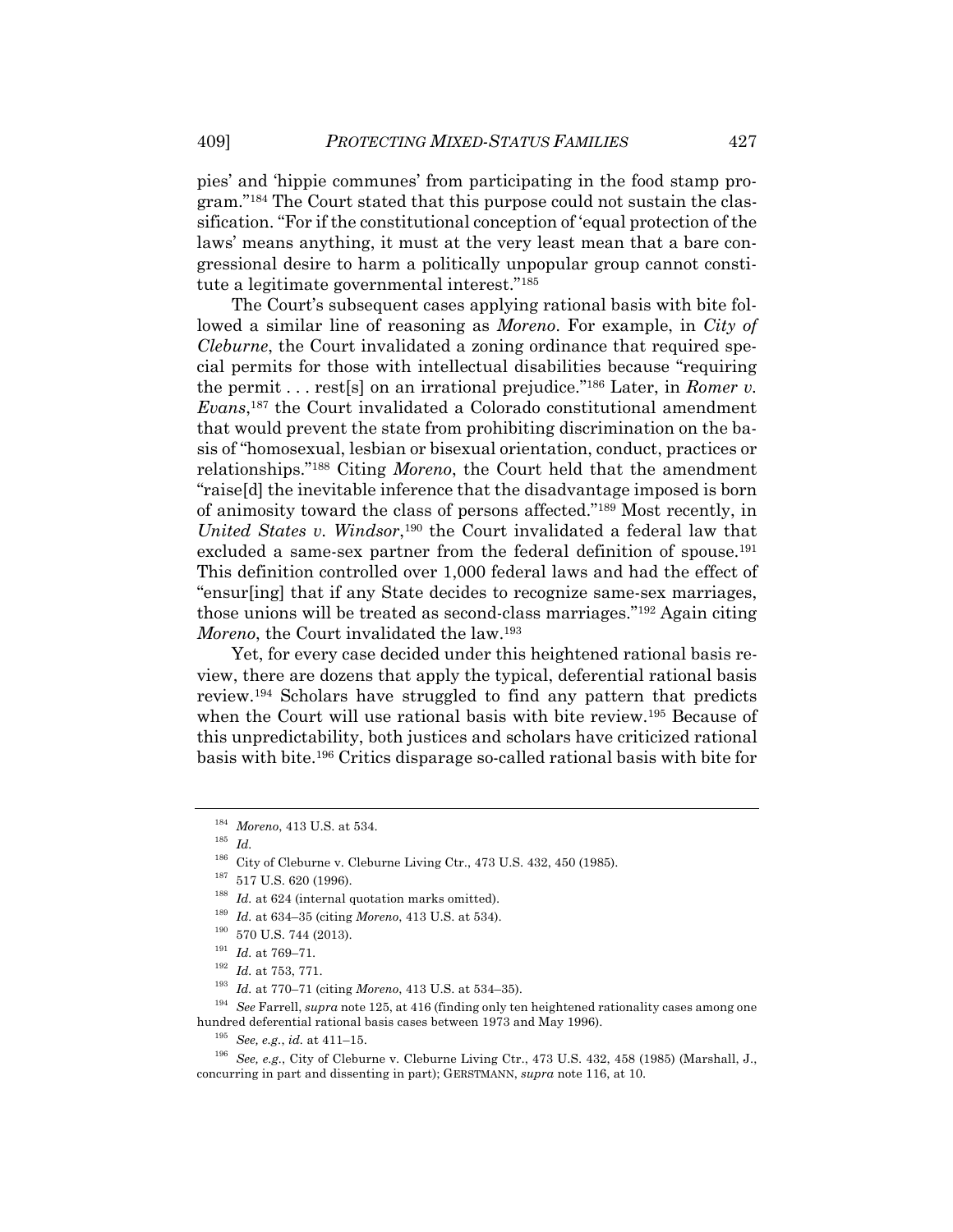pies' and 'hippie communes' from participating in the food stamp program."[184] The Court stated that this purpose could not sustain the classification. "For if the constitutional conception of 'equal protection of the laws' means anything, it must at the very least mean that a bare congressional desire to harm a politically unpopular group cannot constitute a legitimate governmental interest."[185]

The Court's subsequent cases applying rational basis with bite followed a similar line of reasoning as *Moreno*. For example, in *City of Cleburne*, the Court invalidated a zoning ordinance that required special permits for those with intellectual disabilities because "requiring the permit . . . rest[s] on an irrational prejudice."[186] Later, in *Romer v. Evans*,[187] the Court invalidated a Colorado constitutional amendment that would prevent the state from prohibiting discrimination on the basis of "homosexual, lesbian or bisexual orientation, conduct, practices or relationships."[188] Citing *Moreno*, the Court held that the amendment "raise[d] the inevitable inference that the disadvantage imposed is born of animosity toward the class of persons affected."[189] Most recently, in *United States v. Windsor*,[190] the Court invalidated a federal law that excluded a same-sex partner from the federal definition of spouse.[191] This definition controlled over 1,000 federal laws and had the effect of "ensur[ing] that if any State decides to recognize same-sex marriages, those unions will be treated as second-class marriages."[192] Again citing *Moreno*, the Court invalidated the law.[193]

Yet, for every case decided under this heightened rational basis review, there are dozens that apply the typical, deferential rational basis review.[194] Scholars have struggled to find any pattern that predicts when the Court will use rational basis with bite review.[195] Because of this unpredictability, both justices and scholars have criticized rational basis with bite.[196] Critics disparage so-called rational basis with bite for

---

[184] *Moreno*, 413 U.S. at 534.

[185] *Id.*

[186] City of Cleburne v. Cleburne Living Ctr., 473 U.S. 432, 450 (1985).

[187] 517 U.S. 620 (1996).

[188] *Id.* at 624 (internal quotation marks omitted).

[189] *Id.* at 634–35 (citing *Moreno*, 413 U.S. at 534).

[190] 570 U.S. 744 (2013).

[191] *Id.* at 769–71.

[192] *Id.* at 753, 771.

[193] *Id.* at 770–71 (citing *Moreno*, 413 U.S. at 534–35).

[194] *See* Farrell, *supra* note 125, at 416 (finding only ten heightened rationality cases among one hundred deferential rational basis cases between 1973 and May 1996).

[195] *See, e.g.*, *id.* at 411–15.

[196] *See, e.g.*, City of Cleburne v. Cleburne Living Ctr., 473 U.S. 432, 458 (1985) (Marshall, J., concurring in part and dissenting in part); GERSTMANN, *supra* note 116, at 10.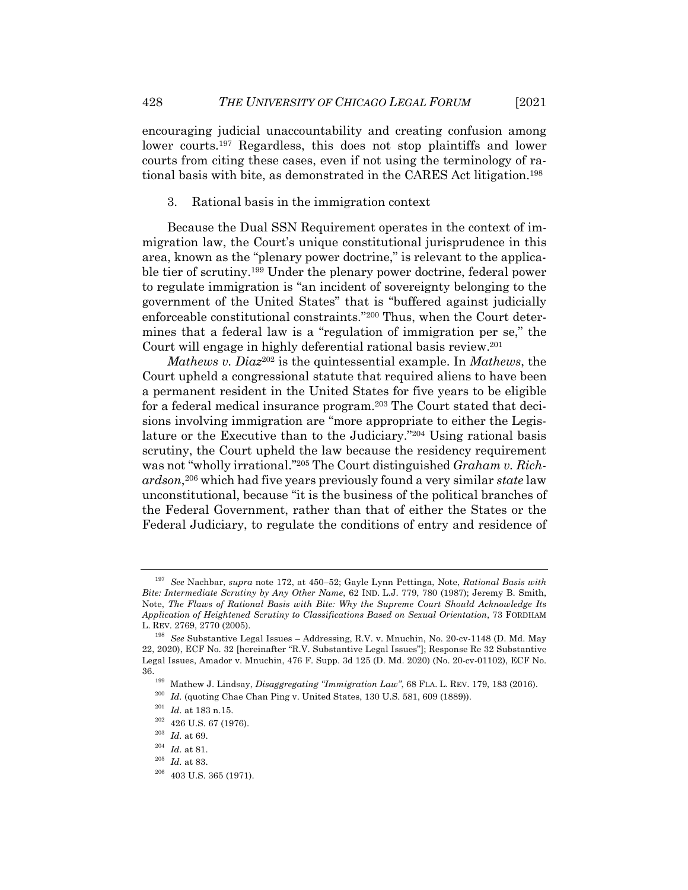encouraging judicial unaccountability and creating confusion among lower courts.[197] Regardless, this does not stop plaintiffs and lower courts from citing these cases, even if not using the terminology of rational basis with bite, as demonstrated in the CARES Act litigation.[198]

3. Rational basis in the immigration context

Because the Dual SSN Requirement operates in the context of immigration law, the Court's unique constitutional jurisprudence in this area, known as the "plenary power doctrine," is relevant to the applicable tier of scrutiny.[199] Under the plenary power doctrine, federal power to regulate immigration is "an incident of sovereignty belonging to the government of the United States" that is "buffered against judicially enforceable constitutional constraints."[200] Thus, when the Court determines that a federal law is a "regulation of immigration per se," the Court will engage in highly deferential rational basis review.[201]

*Mathews v. Diaz*[202] is the quintessential example. In *Mathews*, the Court upheld a congressional statute that required aliens to have been a permanent resident in the United States for five years to be eligible for a federal medical insurance program.[203] The Court stated that decisions involving immigration are "more appropriate to either the Legislature or the Executive than to the Judiciary."[204] Using rational basis scrutiny, the Court upheld the law because the residency requirement was not "wholly irrational."[205] The Court distinguished *Graham v. Richardson*,[206] which had five years previously found a very similar *state* law unconstitutional, because "it is the business of the political branches of the Federal Government, rather than that of either the States or the Federal Judiciary, to regulate the conditions of entry and residence of

---

[197] *See* Nachbar, *supra* note 172, at 450–52; Gayle Lynn Pettinga, Note, *Rational Basis with Bite: Intermediate Scrutiny by Any Other Name*, 62 IND. L.J. 779, 780 (1987); Jeremy B. Smith, Note, *The Flaws of Rational Basis with Bite: Why the Supreme Court Should Acknowledge Its Application of Heightened Scrutiny to Classifications Based on Sexual Orientation*, 73 FORDHAM L. REV. 2769, 2770 (2005).

[198] *See* Substantive Legal Issues – Addressing, R.V. v. Mnuchin, No. 20-cv-1148 (D. Md. May 22, 2020), ECF No. 32 [hereinafter "R.V. Substantive Legal Issues"]; Response Re 32 Substantive Legal Issues, Amador v. Mnuchin, 476 F. Supp. 3d 125 (D. Md. 2020) (No. 20-cv-01102), ECF No. 36.

[199] Mathew J. Lindsay, *Disaggregating "Immigration Law"*, 68 FLA. L. REV. 179, 183 (2016).

[200] *Id.* (quoting Chae Chan Ping v. United States, 130 U.S. 581, 609 (1889)).

[201] *Id.* at 183 n.15.

[202] 426 U.S. 67 (1976).

[203] *Id.* at 69.

[204] *Id.* at 81.

[205] *Id.* at 83.

[206] 403 U.S. 365 (1971).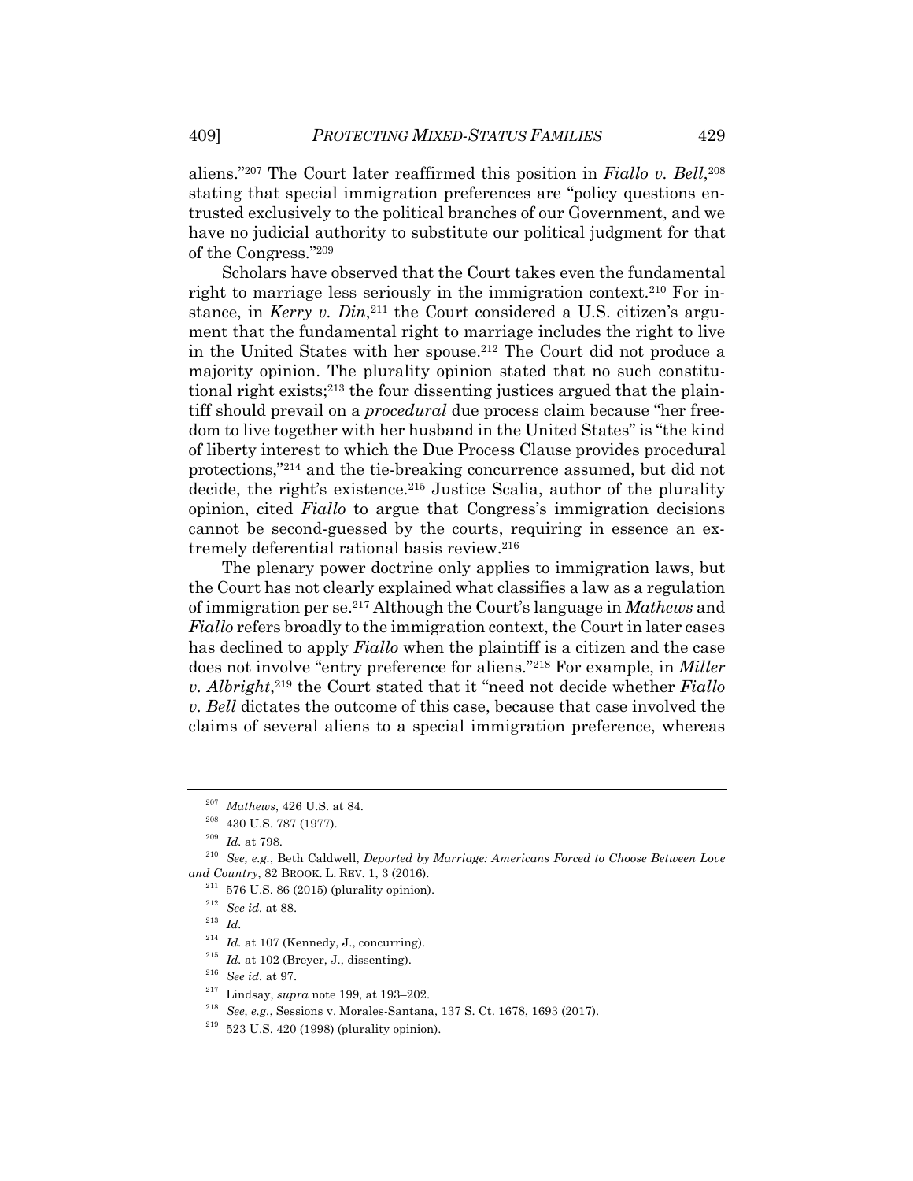aliens."[207] The Court later reaffirmed this position in *Fiallo v. Bell*,[208] stating that special immigration preferences are "policy questions entrusted exclusively to the political branches of our Government, and we have no judicial authority to substitute our political judgment for that of the Congress."[209]

Scholars have observed that the Court takes even the fundamental right to marriage less seriously in the immigration context.[210] For instance, in *Kerry v. Din*,[211] the Court considered a U.S. citizen's argument that the fundamental right to marriage includes the right to live in the United States with her spouse.[212] The Court did not produce a majority opinion. The plurality opinion stated that no such constitutional right exists;[213] the four dissenting justices argued that the plaintiff should prevail on a *procedural* due process claim because "her freedom to live together with her husband in the United States" is "the kind of liberty interest to which the Due Process Clause provides procedural protections,"[214] and the tie-breaking concurrence assumed, but did not decide, the right's existence.[215] Justice Scalia, author of the plurality opinion, cited *Fiallo* to argue that Congress's immigration decisions cannot be second-guessed by the courts, requiring in essence an extremely deferential rational basis review.[216]

The plenary power doctrine only applies to immigration laws, but the Court has not clearly explained what classifies a law as a regulation of immigration per se.[217] Although the Court's language in *Mathews* and *Fiallo* refers broadly to the immigration context, the Court in later cases has declined to apply *Fiallo* when the plaintiff is a citizen and the case does not involve "entry preference for aliens."[218] For example, in *Miller v. Albright*,[219] the Court stated that it "need not decide whether *Fiallo v. Bell* dictates the outcome of this case, because that case involved the claims of several aliens to a special immigration preference, whereas

---

[207] *Mathews*, 426 U.S. at 84.

[208] 430 U.S. 787 (1977).

[209] *Id.* at 798.

[210] *See, e.g.*, Beth Caldwell, *Deported by Marriage: Americans Forced to Choose Between Love and Country*, 82 BROOK. L. REV. 1, 3 (2016).

[211] 576 U.S. 86 (2015) (plurality opinion).

[212] *See id.* at 88.

[213] *Id.*

[214] *Id.* at 107 (Kennedy, J., concurring).

[215] *Id.* at 102 (Breyer, J., dissenting).

[216] *See id.* at 97.

[217] Lindsay, *supra* note 199, at 193–202.

[218] *See, e.g.*, Sessions v. Morales-Santana, 137 S. Ct. 1678, 1693 (2017).

[219] 523 U.S. 420 (1998) (plurality opinion).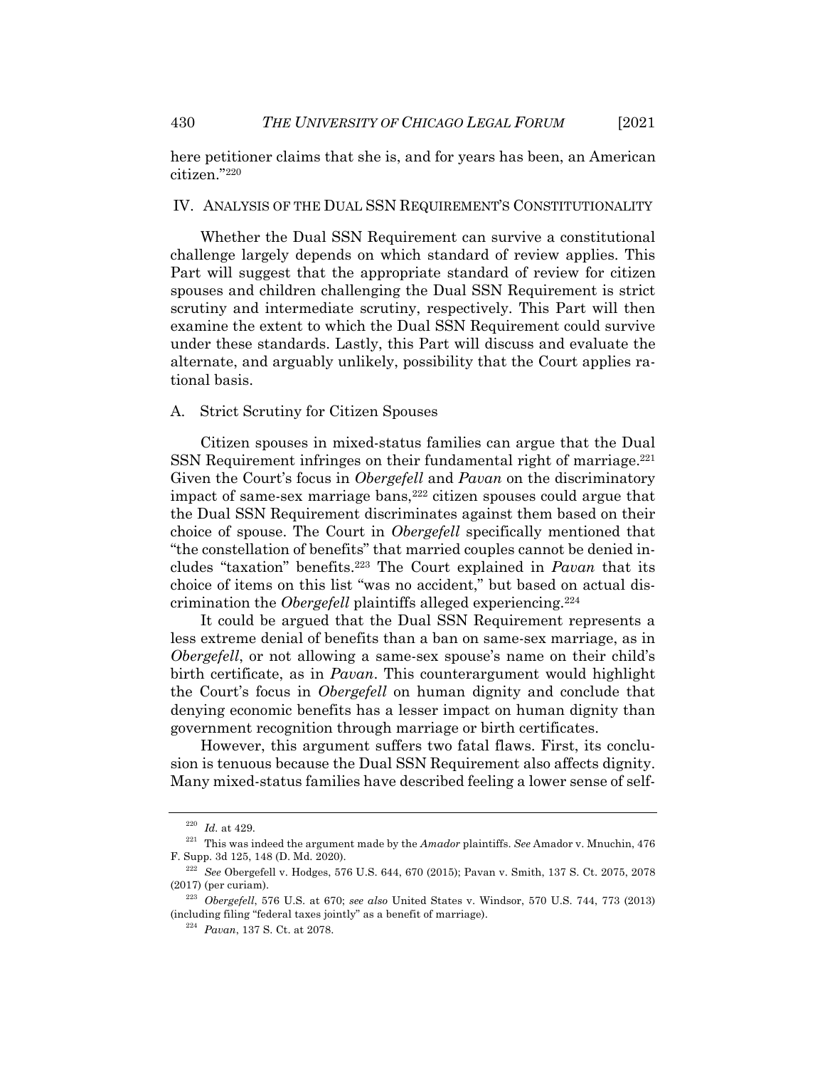here petitioner claims that she is, and for years has been, an American citizen."[220]

## IV. ANALYSIS OF THE DUAL SSN REQUIREMENT'S CONSTITUTIONALITY

Whether the Dual SSN Requirement can survive a constitutional challenge largely depends on which standard of review applies. This Part will suggest that the appropriate standard of review for citizen spouses and children challenging the Dual SSN Requirement is strict scrutiny and intermediate scrutiny, respectively. This Part will then examine the extent to which the Dual SSN Requirement could survive under these standards. Lastly, this Part will discuss and evaluate the alternate, and arguably unlikely, possibility that the Court applies rational basis.

### A. Strict Scrutiny for Citizen Spouses

Citizen spouses in mixed-status families can argue that the Dual SSN Requirement infringes on their fundamental right of marriage.[221] Given the Court's focus in *Obergefell* and *Pavan* on the discriminatory impact of same-sex marriage bans,[222] citizen spouses could argue that the Dual SSN Requirement discriminates against them based on their choice of spouse. The Court in *Obergefell* specifically mentioned that "the constellation of benefits" that married couples cannot be denied includes "taxation" benefits.[223] The Court explained in *Pavan* that its choice of items on this list "was no accident," but based on actual discrimination the *Obergefell* plaintiffs alleged experiencing.[224]

It could be argued that the Dual SSN Requirement represents a less extreme denial of benefits than a ban on same-sex marriage, as in *Obergefell*, or not allowing a same-sex spouse's name on their child's birth certificate, as in *Pavan*. This counterargument would highlight the Court's focus in *Obergefell* on human dignity and conclude that denying economic benefits has a lesser impact on human dignity than government recognition through marriage or birth certificates.

However, this argument suffers two fatal flaws. First, its conclusion is tenuous because the Dual SSN Requirement also affects dignity. Many mixed-status families have described feeling a lower sense of self-

---

[220] *Id.* at 429.

[221] This was indeed the argument made by the *Amador* plaintiffs. *See* Amador v. Mnuchin, 476 F. Supp. 3d 125, 148 (D. Md. 2020).

[222] *See* Obergefell v. Hodges, 576 U.S. 644, 670 (2015); Pavan v. Smith, 137 S. Ct. 2075, 2078 (2017) (per curiam).

[223] *Obergefell*, 576 U.S. at 670; *see also* United States v. Windsor, 570 U.S. 744, 773 (2013) (including filing "federal taxes jointly" as a benefit of marriage).

[224] *Pavan*, 137 S. Ct. at 2078.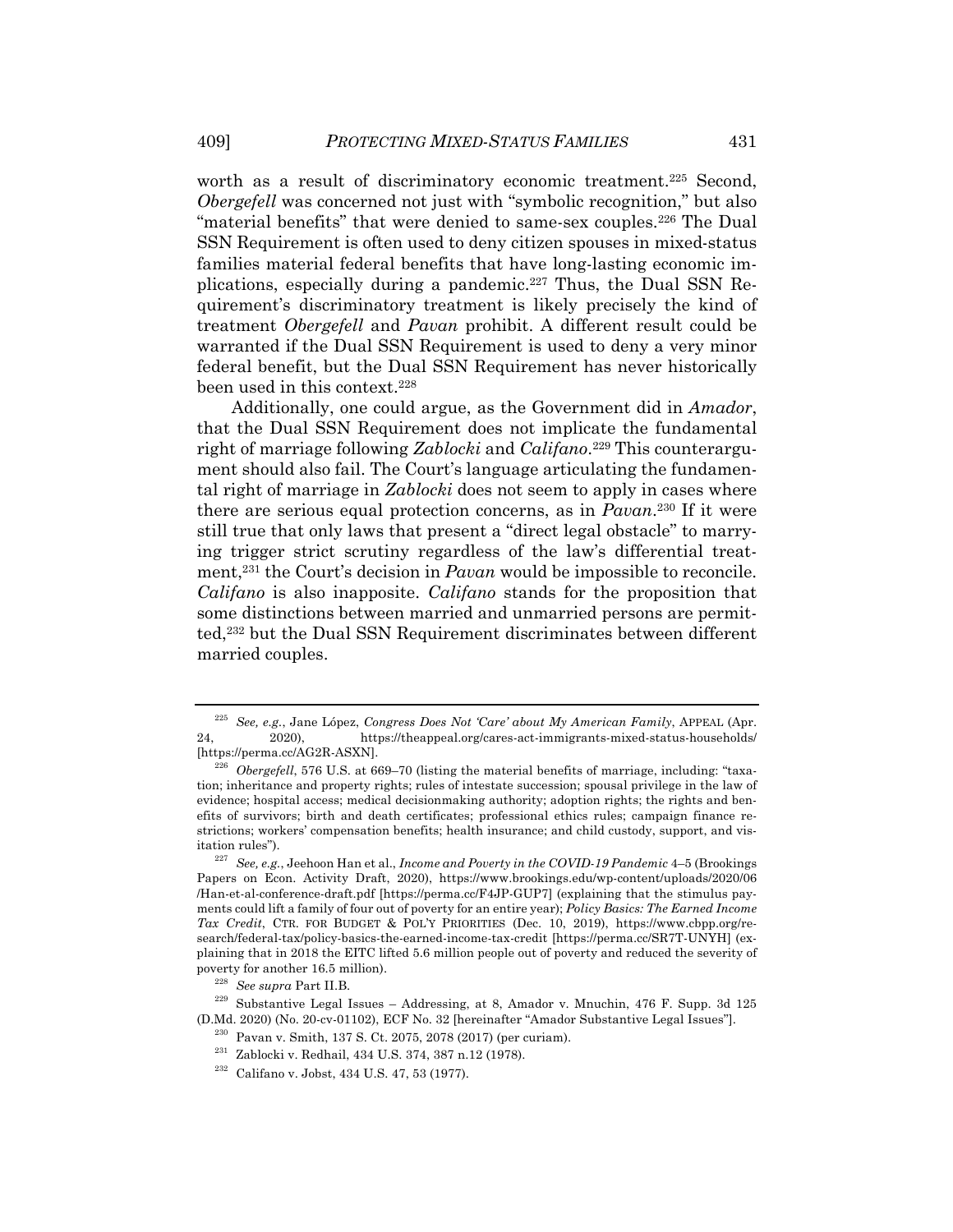worth as a result of discriminatory economic treatment.[225] Second, *Obergefell* was concerned not just with "symbolic recognition," but also "material benefits" that were denied to same-sex couples.[226] The Dual SSN Requirement is often used to deny citizen spouses in mixed-status families material federal benefits that have long-lasting economic implications, especially during a pandemic.[227] Thus, the Dual SSN Requirement's discriminatory treatment is likely precisely the kind of treatment *Obergefell* and *Pavan* prohibit. A different result could be warranted if the Dual SSN Requirement is used to deny a very minor federal benefit, but the Dual SSN Requirement has never historically been used in this context.[228]

Additionally, one could argue, as the Government did in *Amador*, that the Dual SSN Requirement does not implicate the fundamental right of marriage following *Zablocki* and *Califano*.[229] This counterargument should also fail. The Court's language articulating the fundamental right of marriage in *Zablocki* does not seem to apply in cases where there are serious equal protection concerns, as in *Pavan*.[230] If it were still true that only laws that present a "direct legal obstacle" to marrying trigger strict scrutiny regardless of the law's differential treatment,[231] the Court's decision in *Pavan* would be impossible to reconcile. *Califano* is also inapposite. *Califano* stands for the proposition that some distinctions between married and unmarried persons are permitted,[232] but the Dual SSN Requirement discriminates between different married couples.

---

[225] *See, e.g.*, Jane López, *Congress Does Not 'Care' about My American Family*, APPEAL (Apr. 24, 2020), https://theappeal.org/cares-act-immigrants-mixed-status-households/ [https://perma.cc/AG2R-ASXN].

[226] *Obergefell*, 576 U.S. at 669–70 (listing the material benefits of marriage, including: "taxation; inheritance and property rights; rules of intestate succession; spousal privilege in the law of evidence; hospital access; medical decisionmaking authority; adoption rights; the rights and benefits of survivors; birth and death certificates; professional ethics rules; campaign finance restrictions; workers' compensation benefits; health insurance; and child custody, support, and visitation rules").

[227] *See, e.g.*, Jeehoon Han et al., *Income and Poverty in the COVID-19 Pandemic* 4–5 (Brookings Papers on Econ. Activity Draft, 2020), https://www.brookings.edu/wp-content/uploads/2020/06/Han-et-al-conference-draft.pdf [https://perma.cc/F4JP-GUP7] (explaining that the stimulus payments could lift a family of four out of poverty for an entire year); *Policy Basics: The Earned Income Tax Credit*, CTR. FOR BUDGET & POL'Y PRIORITIES (Dec. 10, 2019), https://www.cbpp.org/research/federal-tax/policy-basics-the-earned-income-tax-credit [https://perma.cc/SR7T-UNYH] (explaining that in 2018 the EITC lifted 5.6 million people out of poverty and reduced the severity of poverty for another 16.5 million).

[228] *See supra* Part II.B.

[229] Substantive Legal Issues – Addressing, at 8, Amador v. Mnuchin, 476 F. Supp. 3d 125 (D.Md. 2020) (No. 20-cv-01102), ECF No. 32 [hereinafter "Amador Substantive Legal Issues"].

[230] Pavan v. Smith, 137 S. Ct. 2075, 2078 (2017) (per curiam).

[231] Zablocki v. Redhail, 434 U.S. 374, 387 n.12 (1978).

[232] Califano v. Jobst, 434 U.S. 47, 53 (1977).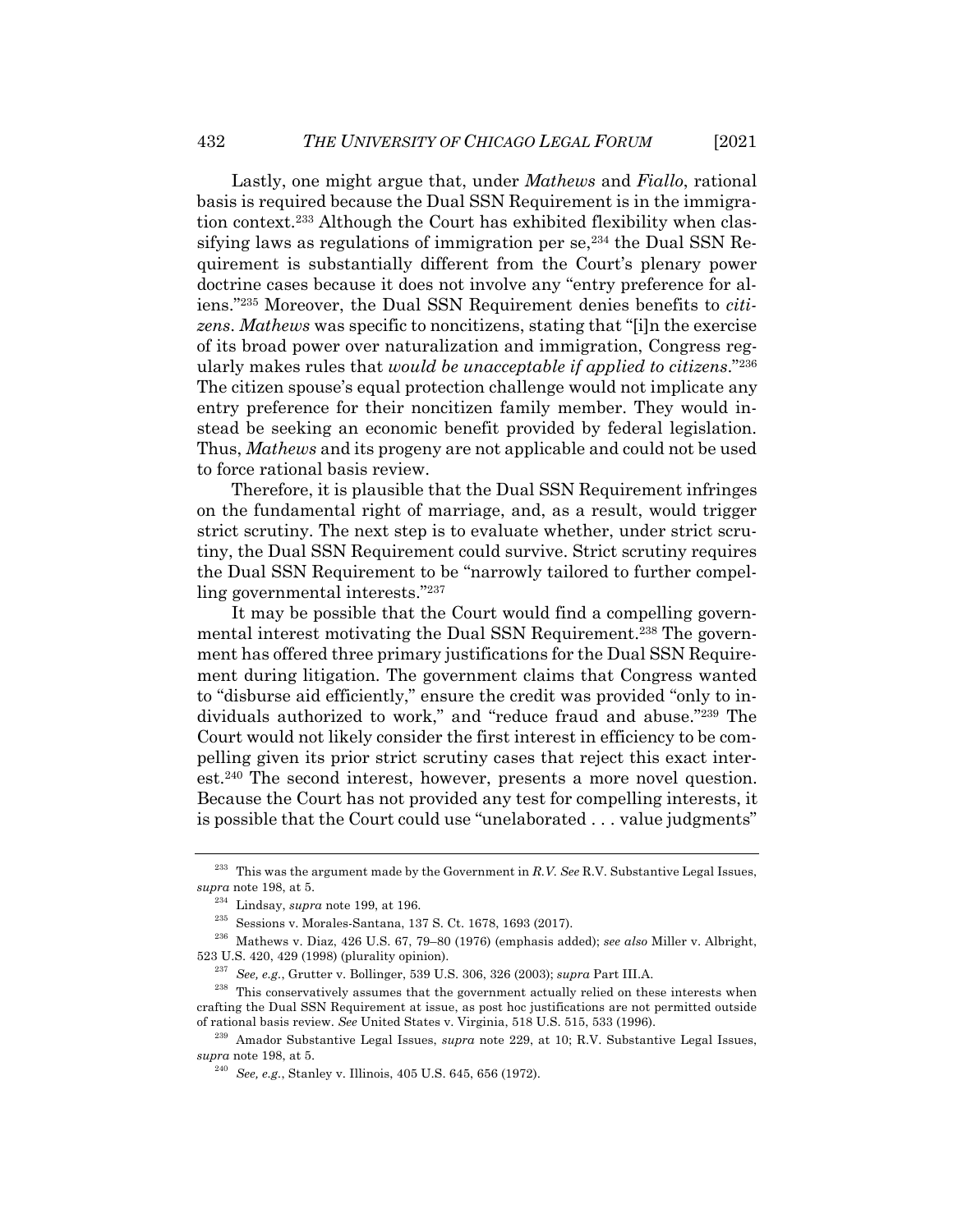Lastly, one might argue that, under *Mathews* and *Fiallo*, rational basis is required because the Dual SSN Requirement is in the immigration context.[233] Although the Court has exhibited flexibility when classifying laws as regulations of immigration per se,[234] the Dual SSN Requirement is substantially different from the Court's plenary power doctrine cases because it does not involve any "entry preference for aliens."[235] Moreover, the Dual SSN Requirement denies benefits to *citizens*. *Mathews* was specific to noncitizens, stating that "[i]n the exercise of its broad power over naturalization and immigration, Congress regularly makes rules that *would be unacceptable if applied to citizens*."[236] The citizen spouse's equal protection challenge would not implicate any entry preference for their noncitizen family member. They would instead be seeking an economic benefit provided by federal legislation. Thus, *Mathews* and its progeny are not applicable and could not be used to force rational basis review.

Therefore, it is plausible that the Dual SSN Requirement infringes on the fundamental right of marriage, and, as a result, would trigger strict scrutiny. The next step is to evaluate whether, under strict scrutiny, the Dual SSN Requirement could survive. Strict scrutiny requires the Dual SSN Requirement to be "narrowly tailored to further compelling governmental interests."[237]

It may be possible that the Court would find a compelling governmental interest motivating the Dual SSN Requirement.[238] The government has offered three primary justifications for the Dual SSN Requirement during litigation. The government claims that Congress wanted to "disburse aid efficiently," ensure the credit was provided "only to individuals authorized to work," and "reduce fraud and abuse."[239] The Court would not likely consider the first interest in efficiency to be compelling given its prior strict scrutiny cases that reject this exact interest.[240] The second interest, however, presents a more novel question. Because the Court has not provided any test for compelling interests, it is possible that the Court could use "unelaborated . . . value judgments"

---

[233] This was the argument made by the Government in *R.V. See* R.V. Substantive Legal Issues, *supra* note 198, at 5.

[234] Lindsay, *supra* note 199, at 196.

[235] Sessions v. Morales-Santana, 137 S. Ct. 1678, 1693 (2017).

[236] Mathews v. Diaz, 426 U.S. 67, 79–80 (1976) (emphasis added); *see also* Miller v. Albright, 523 U.S. 420, 429 (1998) (plurality opinion).

[237] *See, e.g.*, Grutter v. Bollinger, 539 U.S. 306, 326 (2003); *supra* Part III.A.

[238] This conservatively assumes that the government actually relied on these interests when crafting the Dual SSN Requirement at issue, as post hoc justifications are not permitted outside of rational basis review. *See* United States v. Virginia, 518 U.S. 515, 533 (1996).

[239] Amador Substantive Legal Issues, *supra* note 229, at 10; R.V. Substantive Legal Issues, *supra* note 198, at 5.

[240] *See, e.g.*, Stanley v. Illinois, 405 U.S. 645, 656 (1972).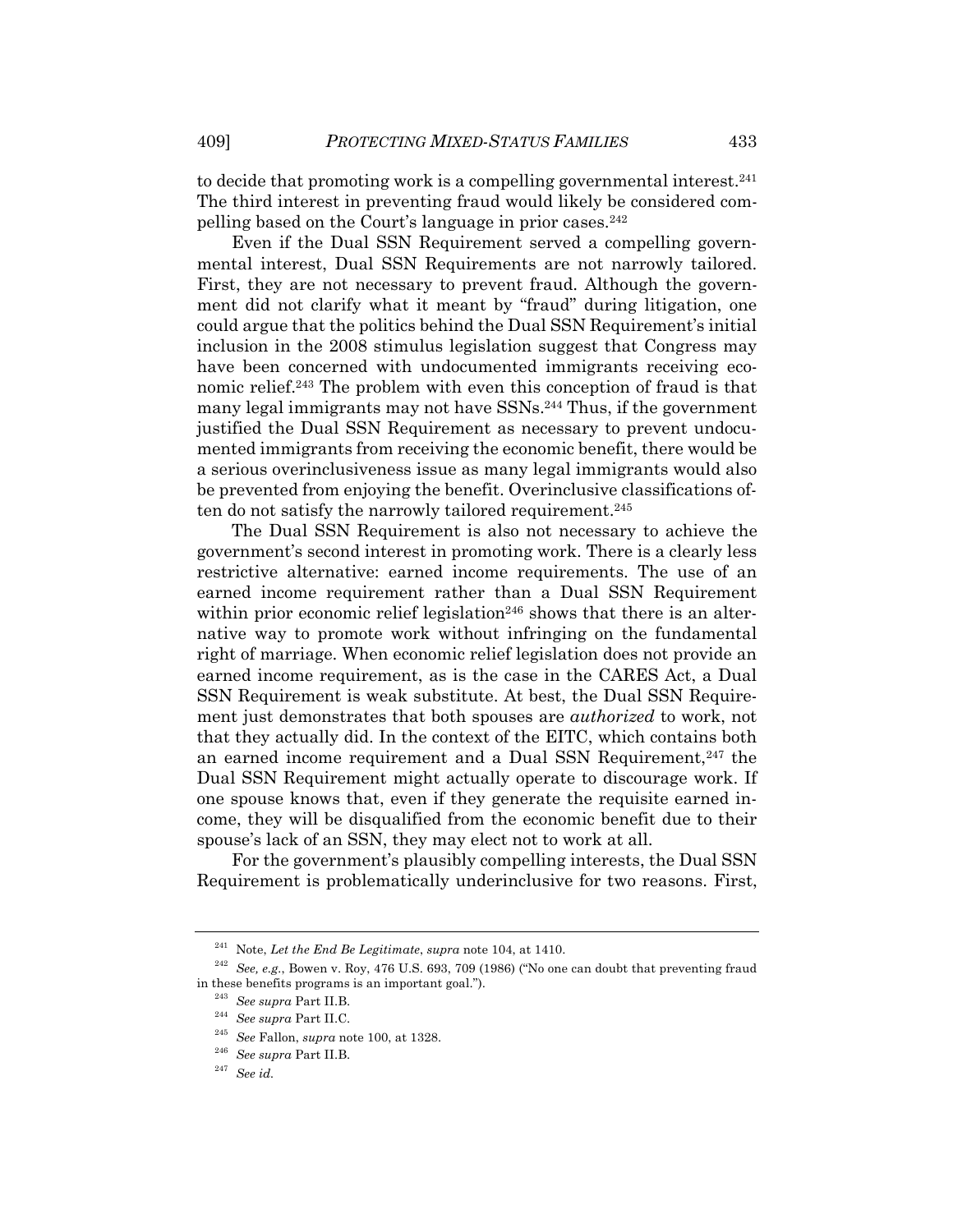to decide that promoting work is a compelling governmental interest.[241] The third interest in preventing fraud would likely be considered compelling based on the Court's language in prior cases.[242]

Even if the Dual SSN Requirement served a compelling governmental interest, Dual SSN Requirements are not narrowly tailored. First, they are not necessary to prevent fraud. Although the government did not clarify what it meant by "fraud" during litigation, one could argue that the politics behind the Dual SSN Requirement's initial inclusion in the 2008 stimulus legislation suggest that Congress may have been concerned with undocumented immigrants receiving economic relief.[243] The problem with even this conception of fraud is that many legal immigrants may not have SSNs.[244] Thus, if the government justified the Dual SSN Requirement as necessary to prevent undocumented immigrants from receiving the economic benefit, there would be a serious overinclusiveness issue as many legal immigrants would also be prevented from enjoying the benefit. Overinclusive classifications often do not satisfy the narrowly tailored requirement.[245]

The Dual SSN Requirement is also not necessary to achieve the government's second interest in promoting work. There is a clearly less restrictive alternative: earned income requirements. The use of an earned income requirement rather than a Dual SSN Requirement within prior economic relief legislation[246] shows that there is an alternative way to promote work without infringing on the fundamental right of marriage. When economic relief legislation does not provide an earned income requirement, as is the case in the CARES Act, a Dual SSN Requirement is weak substitute. At best, the Dual SSN Requirement just demonstrates that both spouses are *authorized* to work, not that they actually did. In the context of the EITC, which contains both an earned income requirement and a Dual SSN Requirement,[247] the Dual SSN Requirement might actually operate to discourage work. If one spouse knows that, even if they generate the requisite earned income, they will be disqualified from the economic benefit due to their spouse's lack of an SSN, they may elect not to work at all.

For the government's plausibly compelling interests, the Dual SSN Requirement is problematically underinclusive for two reasons. First,

---

[241] Note, *Let the End Be Legitimate*, *supra* note 104, at 1410.

[242] *See, e.g.*, Bowen v. Roy, 476 U.S. 693, 709 (1986) ("No one can doubt that preventing fraud in these benefits programs is an important goal.").

[243] *See supra* Part II.B.

[244] *See supra* Part II.C.

[245] *See* Fallon, *supra* note 100, at 1328.

[246] *See supra* Part II.B.

[247] *See id.*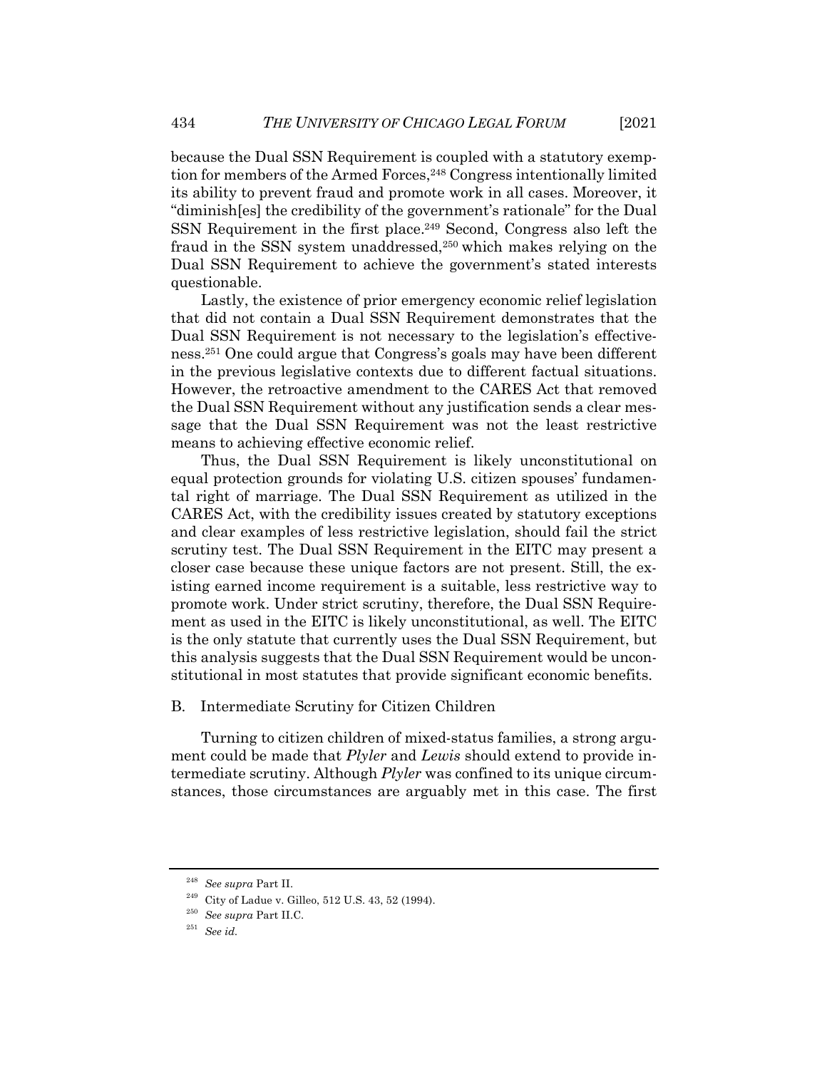because the Dual SSN Requirement is coupled with a statutory exemption for members of the Armed Forces,[248] Congress intentionally limited its ability to prevent fraud and promote work in all cases. Moreover, it "diminish[es] the credibility of the government's rationale" for the Dual SSN Requirement in the first place.[249] Second, Congress also left the fraud in the SSN system unaddressed,[250] which makes relying on the Dual SSN Requirement to achieve the government's stated interests questionable.

Lastly, the existence of prior emergency economic relief legislation that did not contain a Dual SSN Requirement demonstrates that the Dual SSN Requirement is not necessary to the legislation's effectiveness.[251] One could argue that Congress's goals may have been different in the previous legislative contexts due to different factual situations. However, the retroactive amendment to the CARES Act that removed the Dual SSN Requirement without any justification sends a clear message that the Dual SSN Requirement was not the least restrictive means to achieving effective economic relief.

Thus, the Dual SSN Requirement is likely unconstitutional on equal protection grounds for violating U.S. citizen spouses' fundamental right of marriage. The Dual SSN Requirement as utilized in the CARES Act, with the credibility issues created by statutory exceptions and clear examples of less restrictive legislation, should fail the strict scrutiny test. The Dual SSN Requirement in the EITC may present a closer case because these unique factors are not present. Still, the existing earned income requirement is a suitable, less restrictive way to promote work. Under strict scrutiny, therefore, the Dual SSN Requirement as used in the EITC is likely unconstitutional, as well. The EITC is the only statute that currently uses the Dual SSN Requirement, but this analysis suggests that the Dual SSN Requirement would be unconstitutional in most statutes that provide significant economic benefits.

### B. Intermediate Scrutiny for Citizen Children

Turning to citizen children of mixed-status families, a strong argument could be made that *Plyler* and *Lewis* should extend to provide intermediate scrutiny. Although *Plyler* was confined to its unique circumstances, those circumstances are arguably met in this case. The first

---

[248] *See supra* Part II.

[249] City of Ladue v. Gilleo, 512 U.S. 43, 52 (1994).

[250] *See supra* Part II.C.

[251] *See id.*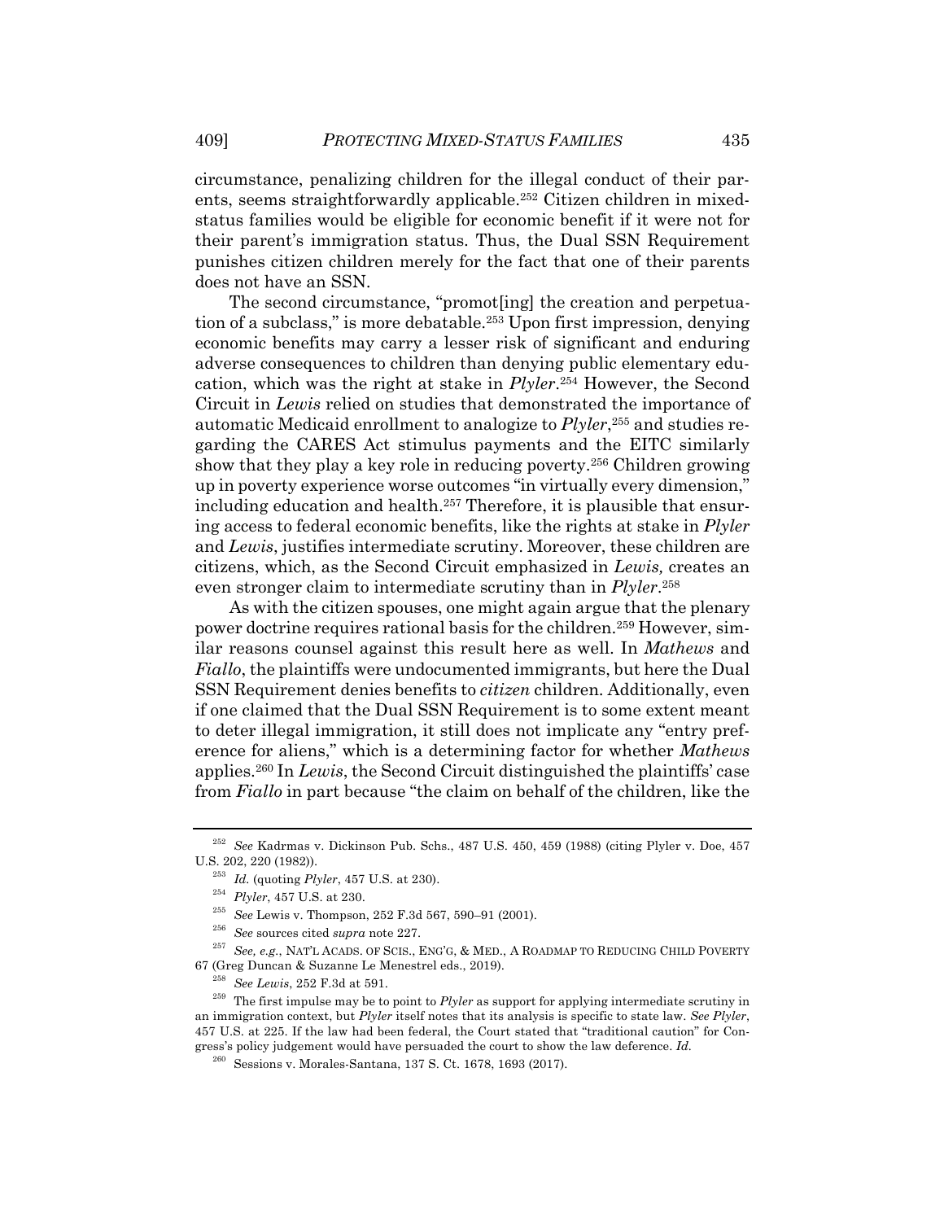circumstance, penalizing children for the illegal conduct of their parents, seems straightforwardly applicable.[252] Citizen children in mixed-status families would be eligible for economic benefit if it were not for their parent's immigration status. Thus, the Dual SSN Requirement punishes citizen children merely for the fact that one of their parents does not have an SSN.

The second circumstance, "promot[ing] the creation and perpetuation of a subclass," is more debatable.[253] Upon first impression, denying economic benefits may carry a lesser risk of significant and enduring adverse consequences to children than denying public elementary education, which was the right at stake in *Plyler*.[254] However, the Second Circuit in *Lewis* relied on studies that demonstrated the importance of automatic Medicaid enrollment to analogize to *Plyler*,[255] and studies regarding the CARES Act stimulus payments and the EITC similarly show that they play a key role in reducing poverty.[256] Children growing up in poverty experience worse outcomes "in virtually every dimension," including education and health.[257] Therefore, it is plausible that ensuring access to federal economic benefits, like the rights at stake in *Plyler* and *Lewis*, justifies intermediate scrutiny. Moreover, these children are citizens, which, as the Second Circuit emphasized in *Lewis,* creates an even stronger claim to intermediate scrutiny than in *Plyler*.[258]

As with the citizen spouses, one might again argue that the plenary power doctrine requires rational basis for the children.[259] However, similar reasons counsel against this result here as well. In *Mathews* and *Fiallo*, the plaintiffs were undocumented immigrants, but here the Dual SSN Requirement denies benefits to *citizen* children. Additionally, even if one claimed that the Dual SSN Requirement is to some extent meant to deter illegal immigration, it still does not implicate any "entry preference for aliens," which is a determining factor for whether *Mathews* applies.[260] In *Lewis*, the Second Circuit distinguished the plaintiffs' case from *Fiallo* in part because "the claim on behalf of the children, like the

---

[252] *See* Kadrmas v. Dickinson Pub. Schs., 487 U.S. 450, 459 (1988) (citing Plyler v. Doe, 457 U.S. 202, 220 (1982)).

[253] *Id.* (quoting *Plyler*, 457 U.S. at 230).

[254] *Plyler*, 457 U.S. at 230.

[255] *See* Lewis v. Thompson, 252 F.3d 567, 590–91 (2001).

[256] *See* sources cited *supra* note 227.

[257] *See, e.g.*, NAT'L ACADS. OF SCIS., ENG'G, & MED., A ROADMAP TO REDUCING CHILD POVERTY 67 (Greg Duncan & Suzanne Le Menestrel eds., 2019).

[258] *See Lewis*, 252 F.3d at 591.

[259] The first impulse may be to point to *Plyler* as support for applying intermediate scrutiny in an immigration context, but *Plyler* itself notes that its analysis is specific to state law. *See Plyler*, 457 U.S. at 225. If the law had been federal, the Court stated that "traditional caution" for Congress's policy judgement would have persuaded the court to show the law deference. *Id.*

[260] Sessions v. Morales-Santana, 137 S. Ct. 1678, 1693 (2017).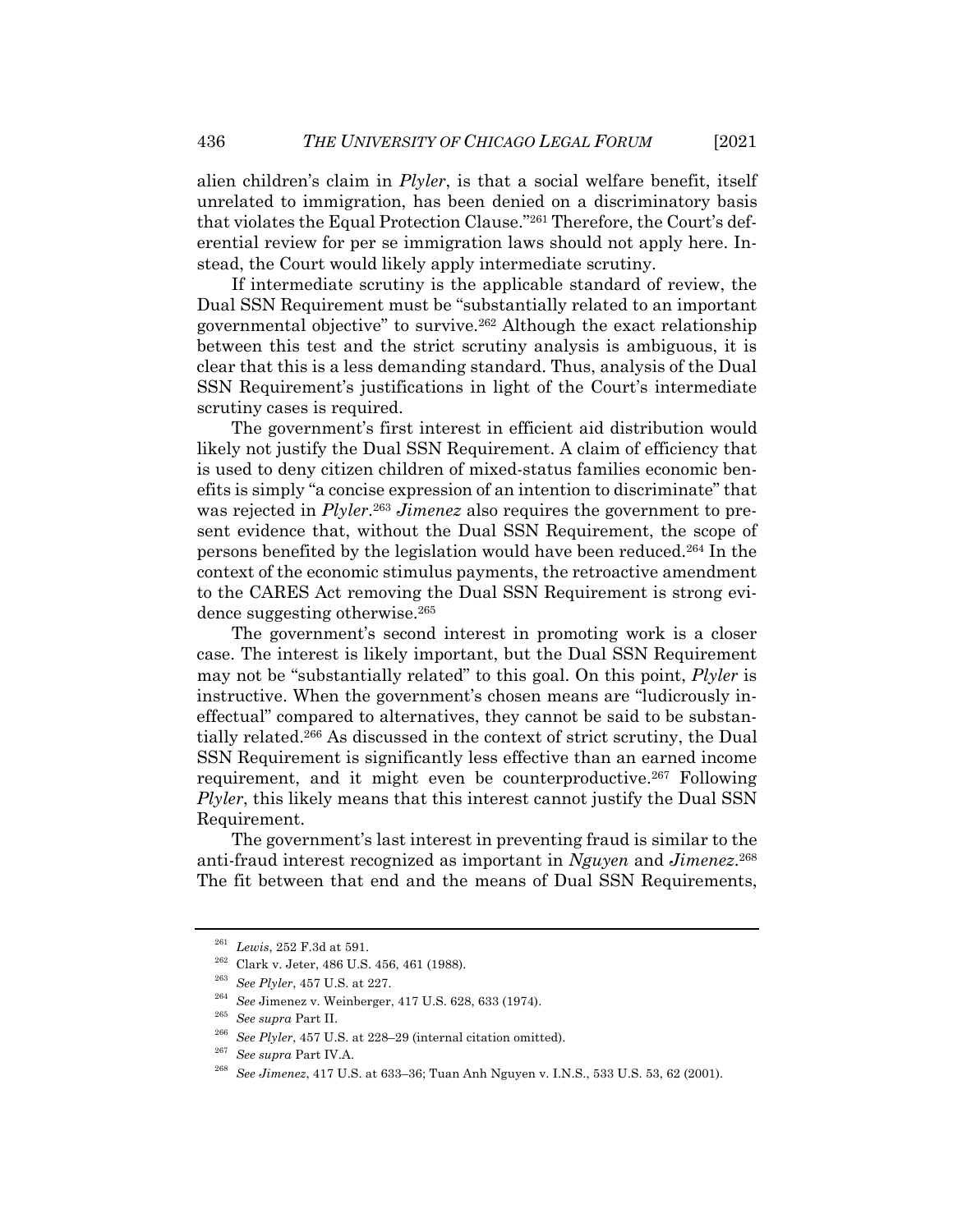alien children's claim in *Plyler*, is that a social welfare benefit, itself unrelated to immigration, has been denied on a discriminatory basis that violates the Equal Protection Clause."[261] Therefore, the Court's deferential review for per se immigration laws should not apply here. Instead, the Court would likely apply intermediate scrutiny.

If intermediate scrutiny is the applicable standard of review, the Dual SSN Requirement must be "substantially related to an important governmental objective" to survive.[262] Although the exact relationship between this test and the strict scrutiny analysis is ambiguous, it is clear that this is a less demanding standard. Thus, analysis of the Dual SSN Requirement's justifications in light of the Court's intermediate scrutiny cases is required.

The government's first interest in efficient aid distribution would likely not justify the Dual SSN Requirement. A claim of efficiency that is used to deny citizen children of mixed-status families economic benefits is simply "a concise expression of an intention to discriminate" that was rejected in *Plyler*.[263] *Jimenez* also requires the government to present evidence that, without the Dual SSN Requirement, the scope of persons benefited by the legislation would have been reduced.[264] In the context of the economic stimulus payments, the retroactive amendment to the CARES Act removing the Dual SSN Requirement is strong evidence suggesting otherwise.[265]

The government's second interest in promoting work is a closer case. The interest is likely important, but the Dual SSN Requirement may not be "substantially related" to this goal. On this point, *Plyler* is instructive. When the government's chosen means are "ludicrously ineffectual" compared to alternatives, they cannot be said to be substantially related.[266] As discussed in the context of strict scrutiny, the Dual SSN Requirement is significantly less effective than an earned income requirement, and it might even be counterproductive.[267] Following *Plyler*, this likely means that this interest cannot justify the Dual SSN Requirement.

The government's last interest in preventing fraud is similar to the anti-fraud interest recognized as important in *Nguyen* and *Jimenez*.[268] The fit between that end and the means of Dual SSN Requirements,

---

[261] *Lewis*, 252 F.3d at 591.

[262] Clark v. Jeter, 486 U.S. 456, 461 (1988).

[263] *See Plyler*, 457 U.S. at 227.

[264] *See* Jimenez v. Weinberger, 417 U.S. 628, 633 (1974).

[265] *See supra* Part II.

[266] *See Plyler*, 457 U.S. at 228–29 (internal citation omitted).

[267] *See supra* Part IV.A.

[268] *See Jimenez*, 417 U.S. at 633–36; Tuan Anh Nguyen v. I.N.S., 533 U.S. 53, 62 (2001).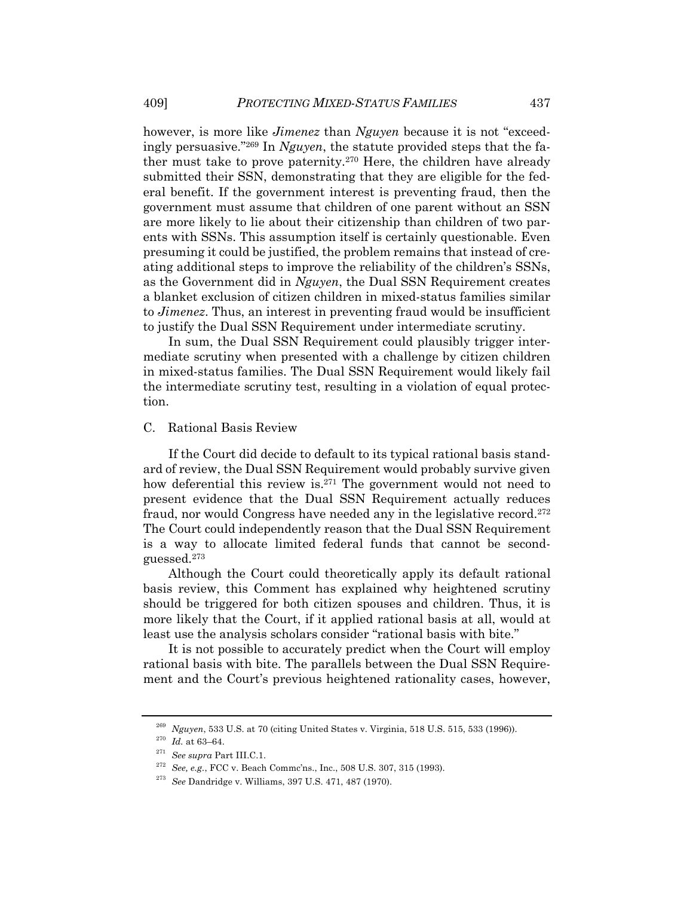however, is more like *Jimenez* than *Nguyen* because it is not "exceedingly persuasive."[269] In *Nguyen*, the statute provided steps that the father must take to prove paternity.[270] Here, the children have already submitted their SSN, demonstrating that they are eligible for the federal benefit. If the government interest is preventing fraud, then the government must assume that children of one parent without an SSN are more likely to lie about their citizenship than children of two parents with SSNs. This assumption itself is certainly questionable. Even presuming it could be justified, the problem remains that instead of creating additional steps to improve the reliability of the children's SSNs, as the Government did in *Nguyen*, the Dual SSN Requirement creates a blanket exclusion of citizen children in mixed-status families similar to *Jimenez*. Thus, an interest in preventing fraud would be insufficient to justify the Dual SSN Requirement under intermediate scrutiny.

In sum, the Dual SSN Requirement could plausibly trigger intermediate scrutiny when presented with a challenge by citizen children in mixed-status families. The Dual SSN Requirement would likely fail the intermediate scrutiny test, resulting in a violation of equal protection.

### C. Rational Basis Review

If the Court did decide to default to its typical rational basis standard of review, the Dual SSN Requirement would probably survive given how deferential this review is.[271] The government would not need to present evidence that the Dual SSN Requirement actually reduces fraud, nor would Congress have needed any in the legislative record.[272] The Court could independently reason that the Dual SSN Requirement is a way to allocate limited federal funds that cannot be second-guessed.[273]

Although the Court could theoretically apply its default rational basis review, this Comment has explained why heightened scrutiny should be triggered for both citizen spouses and children. Thus, it is more likely that the Court, if it applied rational basis at all, would at least use the analysis scholars consider "rational basis with bite."

It is not possible to accurately predict when the Court will employ rational basis with bite. The parallels between the Dual SSN Requirement and the Court's previous heightened rationality cases, however,

---

[269] *Nguyen*, 533 U.S. at 70 (citing United States v. Virginia, 518 U.S. 515, 533 (1996)).

[270] *Id.* at 63–64.

[271] *See supra* Part III.C.1.

[272] *See, e.g.*, FCC v. Beach Commc'ns., Inc., 508 U.S. 307, 315 (1993).

[273] *See* Dandridge v. Williams, 397 U.S. 471, 487 (1970).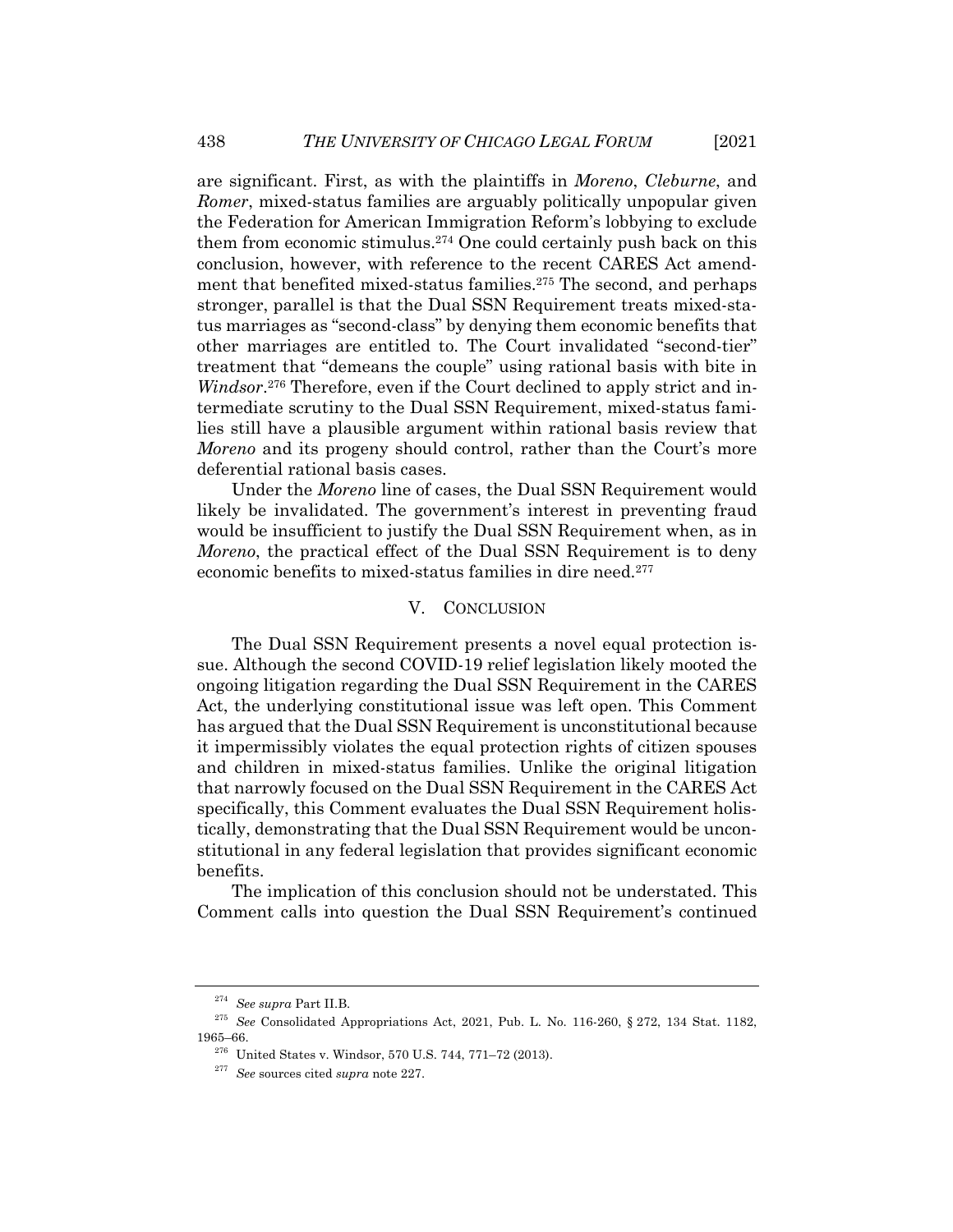are significant. First, as with the plaintiffs in *Moreno*, *Cleburne*, and *Romer*, mixed-status families are arguably politically unpopular given the Federation for American Immigration Reform's lobbying to exclude them from economic stimulus.[274] One could certainly push back on this conclusion, however, with reference to the recent CARES Act amendment that benefited mixed-status families.[275] The second, and perhaps stronger, parallel is that the Dual SSN Requirement treats mixed-status marriages as "second-class" by denying them economic benefits that other marriages are entitled to. The Court invalidated "second-tier" treatment that "demeans the couple" using rational basis with bite in *Windsor*.[276] Therefore, even if the Court declined to apply strict and intermediate scrutiny to the Dual SSN Requirement, mixed-status families still have a plausible argument within rational basis review that *Moreno* and its progeny should control, rather than the Court's more deferential rational basis cases.

Under the *Moreno* line of cases, the Dual SSN Requirement would likely be invalidated. The government's interest in preventing fraud would be insufficient to justify the Dual SSN Requirement when, as in *Moreno*, the practical effect of the Dual SSN Requirement is to deny economic benefits to mixed-status families in dire need.[277]

## V. CONCLUSION

The Dual SSN Requirement presents a novel equal protection issue. Although the second COVID-19 relief legislation likely mooted the ongoing litigation regarding the Dual SSN Requirement in the CARES Act, the underlying constitutional issue was left open. This Comment has argued that the Dual SSN Requirement is unconstitutional because it impermissibly violates the equal protection rights of citizen spouses and children in mixed-status families. Unlike the original litigation that narrowly focused on the Dual SSN Requirement in the CARES Act specifically, this Comment evaluates the Dual SSN Requirement holistically, demonstrating that the Dual SSN Requirement would be unconstitutional in any federal legislation that provides significant economic benefits.

The implication of this conclusion should not be understated. This Comment calls into question the Dual SSN Requirement's continued

---

[274] *See supra* Part II.B.

[275] *See* Consolidated Appropriations Act, 2021, Pub. L. No. 116-260, § 272, 134 Stat. 1182, 1965–66.

[276] United States v. Windsor, 570 U.S. 744, 771–72 (2013).

[277] *See* sources cited *supra* note 227.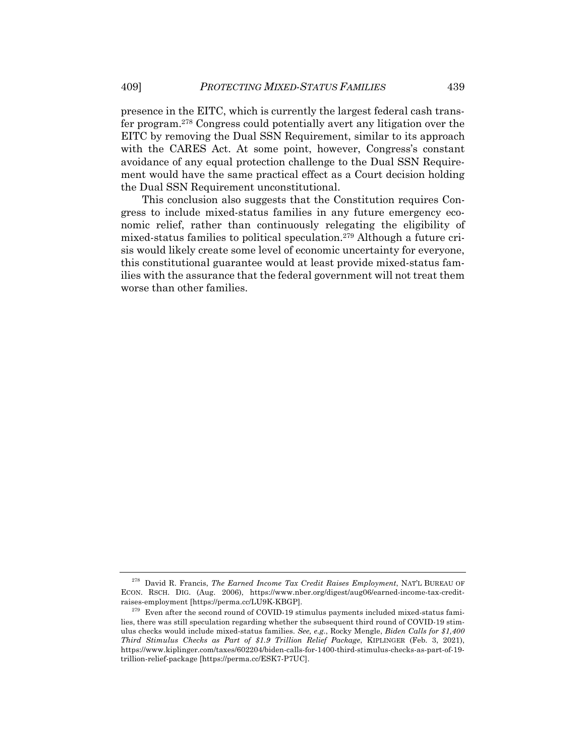presence in the EITC, which is currently the largest federal cash transfer program.[278] Congress could potentially avert any litigation over the EITC by removing the Dual SSN Requirement, similar to its approach with the CARES Act. At some point, however, Congress's constant avoidance of any equal protection challenge to the Dual SSN Requirement would have the same practical effect as a Court decision holding the Dual SSN Requirement unconstitutional.

This conclusion also suggests that the Constitution requires Congress to include mixed-status families in any future emergency economic relief, rather than continuously relegating the eligibility of mixed-status families to political speculation.[279] Although a future crisis would likely create some level of economic uncertainty for everyone, this constitutional guarantee would at least provide mixed-status families with the assurance that the federal government will not treat them worse than other families.

---

[278] David R. Francis, *The Earned Income Tax Credit Raises Employment*, NAT'L BUREAU OF ECON. RSCH. DIG. (Aug. 2006), https://www.nber.org/digest/aug06/earned-income-tax-credit-raises-employment [https://perma.cc/LU9K-KBGP].

[279] Even after the second round of COVID-19 stimulus payments included mixed-status families, there was still speculation regarding whether the subsequent third round of COVID-19 stimulus checks would include mixed-status families. *See, e.g.*, Rocky Mengle, *Biden Calls for $1,400 Third Stimulus Checks as Part of $1.9 Trillion Relief Package*, KIPLINGER (Feb. 3, 2021), https://www.kiplinger.com/taxes/602204/biden-calls-for-1400-third-stimulus-checks-as-part-of-19-trillion-relief-package [https://perma.cc/ESK7-P7UC].